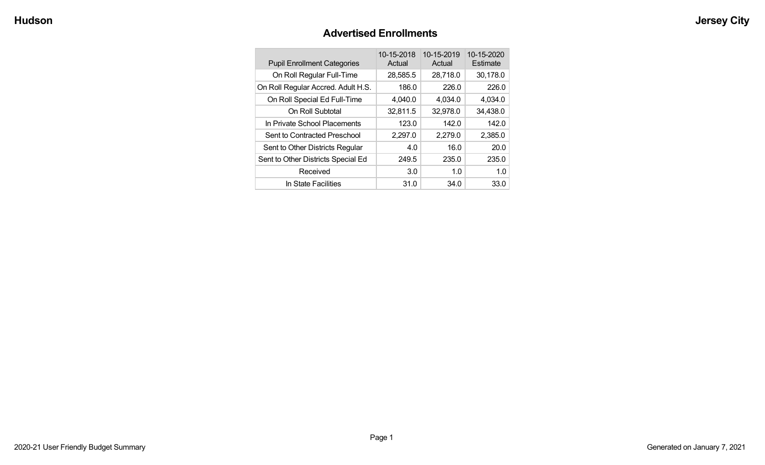## Advertised Enrollments

| Pupil Enrollment Categories | 10-15-2018 Actual | 10-15-2019 Actual | 10-15-2020 Estimate |
|---|---|---|---|
| On Roll Regular Full-Time | 28,585.5 | 28,718.0 | 30,178.0 |
| On Roll Regular Accred. Adult H.S. | 186.0 | 226.0 | 226.0 |
| On Roll Special Ed Full-Time | 4,040.0 | 4,034.0 | 4,034.0 |
| On Roll Subtotal | 32,811.5 | 32,978.0 | 34,438.0 |
| In Private School Placements | 123.0 | 142.0 | 142.0 |
| Sent to Contracted Preschool | 2,297.0 | 2,279.0 | 2,385.0 |
| Sent to Other Districts Regular | 4.0 | 16.0 | 20.0 |
| Sent to Other Districts Special Ed | 249.5 | 235.0 | 235.0 |
| Received | 3.0 | 1.0 | 1.0 |
| In State Facilities | 31.0 | 34.0 | 33.0 |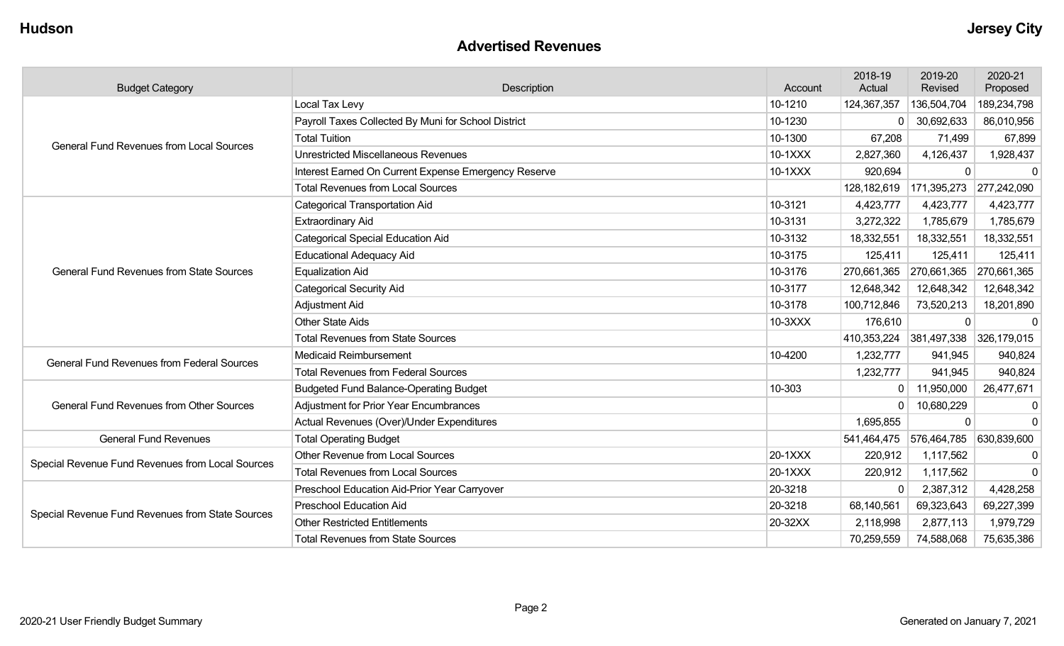Hudson | Jersey City

## Advertised Revenues

| Budget Category | Description | Account | 2018-19 Actual | 2019-20 Revised | 2020-21 Proposed |
|---|---|---|---|---|---|
| General Fund Revenues from Local Sources | Local Tax Levy | 10-1210 | 124,367,357 | 136,504,704 | 189,234,798 |
| | Payroll Taxes Collected By Muni for School District | 10-1230 | 0 | 30,692,633 | 86,010,956 |
| | Total Tuition | 10-1300 | 67,208 | 71,499 | 67,899 |
| | Unrestricted Miscellaneous Revenues | 10-1XXX | 2,827,360 | 4,126,437 | 1,928,437 |
| | Interest Earned On Current Expense Emergency Reserve | 10-1XXX | 920,694 | 0 | 0 |
| | Total Revenues from Local Sources | | 128,182,619 | 171,395,273 | 277,242,090 |
| General Fund Revenues from State Sources | Categorical Transportation Aid | 10-3121 | 4,423,777 | 4,423,777 | 4,423,777 |
| | Extraordinary Aid | 10-3131 | 3,272,322 | 1,785,679 | 1,785,679 |
| | Categorical Special Education Aid | 10-3132 | 18,332,551 | 18,332,551 | 18,332,551 |
| | Educational Adequacy Aid | 10-3175 | 125,411 | 125,411 | 125,411 |
| | Equalization Aid | 10-3176 | 270,661,365 | 270,661,365 | 270,661,365 |
| | Categorical Security Aid | 10-3177 | 12,648,342 | 12,648,342 | 12,648,342 |
| | Adjustment Aid | 10-3178 | 100,712,846 | 73,520,213 | 18,201,890 |
| | Other State Aids | 10-3XXX | 176,610 | 0 | 0 |
| | Total Revenues from State Sources | | 410,353,224 | 381,497,338 | 326,179,015 |
| General Fund Revenues from Federal Sources | Medicaid Reimbursement | 10-4200 | 1,232,777 | 941,945 | 940,824 |
| | Total Revenues from Federal Sources | | 1,232,777 | 941,945 | 940,824 |
| General Fund Revenues from Other Sources | Budgeted Fund Balance-Operating Budget | 10-303 | 0 | 11,950,000 | 26,477,671 |
| | Adjustment for Prior Year Encumbrances | | 0 | 10,680,229 | 0 |
| | Actual Revenues (Over)/Under Expenditures | | 1,695,855 | 0 | 0 |
| General Fund Revenues | Total Operating Budget | | 541,464,475 | 576,464,785 | 630,839,600 |
| Special Revenue Fund Revenues from Local Sources | Other Revenue from Local Sources | 20-1XXX | 220,912 | 1,117,562 | 0 |
| | Total Revenues from Local Sources | 20-1XXX | 220,912 | 1,117,562 | 0 |
| Special Revenue Fund Revenues from State Sources | Preschool Education Aid-Prior Year Carryover | 20-3218 | 0 | 2,387,312 | 4,428,258 |
| | Preschool Education Aid | 20-3218 | 68,140,561 | 69,323,643 | 69,227,399 |
| | Other Restricted Entitlements | 20-32XX | 2,118,998 | 2,877,113 | 1,979,729 |
| | Total Revenues from State Sources | | 70,259,559 | 74,588,068 | 75,635,386 |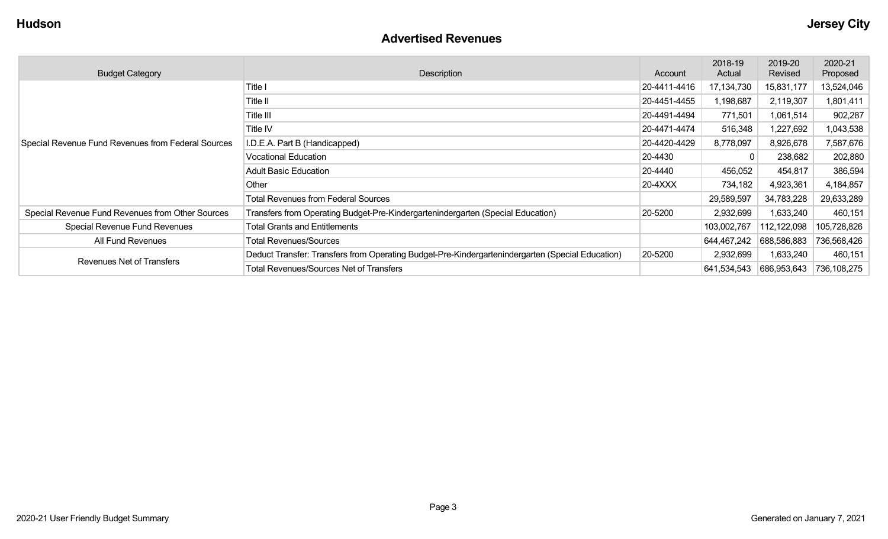## Advertised Revenues

| Budget Category | Description | Account | 2018-19 Actual | 2019-20 Revised | 2020-21 Proposed |
|---|---|---|---|---|---|
| Special Revenue Fund Revenues from Federal Sources | Title I | 20-4411-4416 | 17,134,730 | 15,831,177 | 13,524,046 |
| | Title II | 20-4451-4455 | 1,198,687 | 2,119,307 | 1,801,411 |
| | Title III | 20-4491-4494 | 771,501 | 1,061,514 | 902,287 |
| | Title IV | 20-4471-4474 | 516,348 | 1,227,692 | 1,043,538 |
| | I.D.E.A. Part B (Handicapped) | 20-4420-4429 | 8,778,097 | 8,926,678 | 7,587,676 |
| | Vocational Education | 20-4430 | 0 | 238,682 | 202,880 |
| | Adult Basic Education | 20-4440 | 456,052 | 454,817 | 386,594 |
| | Other | 20-4XXX | 734,182 | 4,923,361 | 4,184,857 |
| | Total Revenues from Federal Sources | | 29,589,597 | 34,783,228 | 29,633,289 |
| Special Revenue Fund Revenues from Other Sources | Transfers from Operating Budget-Pre-Kindergartenindergarten (Special Education) | 20-5200 | 2,932,699 | 1,633,240 | 460,151 |
| Special Revenue Fund Revenues | Total Grants and Entitlements | | 103,002,767 | 112,122,098 | 105,728,826 |
| All Fund Revenues | Total Revenues/Sources | | 644,467,242 | 688,586,883 | 736,568,426 |
| Revenues Net of Transfers | Deduct Transfer: Transfers from Operating Budget-Pre-Kindergartenindergarten (Special Education) | 20-5200 | 2,932,699 | 1,633,240 | 460,151 |
| | Total Revenues/Sources Net of Transfers | | 641,534,543 | 686,953,643 | 736,108,275 |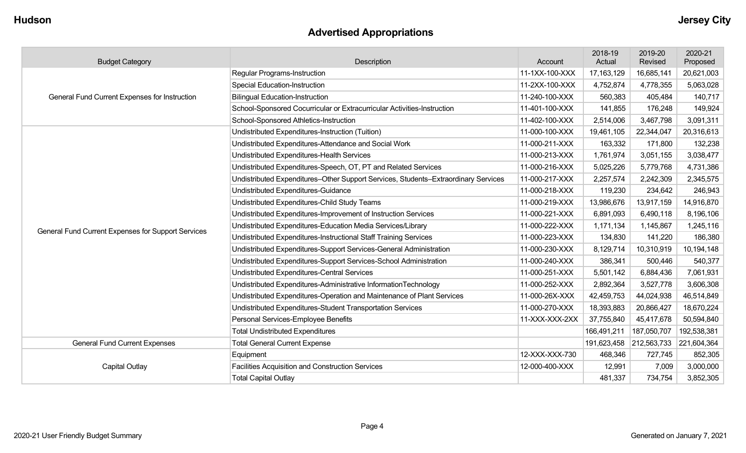**Hudson** **Jersey City**

## Advertised Appropriations

| Budget Category | Description | Account | 2018-19 Actual | 2019-20 Revised | 2020-21 Proposed |
|---|---|---|---|---|---|
| General Fund Current Expenses for Instruction | Regular Programs-Instruction | 11-1XX-100-XXX | 17,163,129 | 16,685,141 | 20,621,003 |
| | Special Education-Instruction | 11-2XX-100-XXX | 4,752,874 | 4,778,355 | 5,063,028 |
| | Bilingual Education-Instruction | 11-240-100-XXX | 560,383 | 405,484 | 140,717 |
| | School-Sponsored Cocurricular or Extracurricular Activities-Instruction | 11-401-100-XXX | 141,855 | 176,248 | 149,924 |
| | School-Sponsored Athletics-Instruction | 11-402-100-XXX | 2,514,006 | 3,467,798 | 3,091,311 |
| General Fund Current Expenses for Support Services | Undistributed Expenditures-Instruction (Tuition) | 11-000-100-XXX | 19,461,105 | 22,344,047 | 20,316,613 |
| | Undistributed Expenditures-Attendance and Social Work | 11-000-211-XXX | 163,332 | 171,800 | 132,238 |
| | Undistributed Expenditures-Health Services | 11-000-213-XXX | 1,761,974 | 3,051,155 | 3,038,477 |
| | Undistributed Expenditures-Speech, OT, PT and Related Services | 11-000-216-XXX | 5,025,226 | 5,779,768 | 4,731,386 |
| | Undistributed Expenditures–Other Support Services, Students–Extraordinary Services | 11-000-217-XXX | 2,257,574 | 2,242,309 | 2,345,575 |
| | Undistributed Expenditures-Guidance | 11-000-218-XXX | 119,230 | 234,642 | 246,943 |
| | Undistributed Expenditures-Child Study Teams | 11-000-219-XXX | 13,986,676 | 13,917,159 | 14,916,870 |
| | Undistributed Expenditures-Improvement of Instruction Services | 11-000-221-XXX | 6,891,093 | 6,490,118 | 8,196,106 |
| | Undistributed Expenditures-Education Media Services/Library | 11-000-222-XXX | 1,171,134 | 1,145,867 | 1,245,116 |
| | Undistributed Expenditures-Instructional Staff Training Services | 11-000-223-XXX | 134,830 | 141,220 | 186,380 |
| | Undistributed Expenditures-Support Services-General Administration | 11-000-230-XXX | 8,129,714 | 10,310,919 | 10,194,148 |
| | Undistributed Expenditures-Support Services-School Administration | 11-000-240-XXX | 386,341 | 500,446 | 540,377 |
| | Undistributed Expenditures-Central Services | 11-000-251-XXX | 5,501,142 | 6,884,436 | 7,061,931 |
| | Undistributed Expenditures-Administrative InformationTechnology | 11-000-252-XXX | 2,892,364 | 3,527,778 | 3,606,308 |
| | Undistributed Expenditures-Operation and Maintenance of Plant Services | 11-000-26X-XXX | 42,459,753 | 44,024,938 | 46,514,849 |
| | Undistributed Expenditures-Student Transportation Services | 11-000-270-XXX | 18,393,883 | 20,866,427 | 18,670,224 |
| | Personal Services-Employee Benefits | 11-XXX-XXX-2XX | 37,755,840 | 45,417,678 | 50,594,840 |
| | Total Undistributed Expenditures | | 166,491,211 | 187,050,707 | 192,538,381 |
| General Fund Current Expenses | Total General Current Expense | | 191,623,458 | 212,563,733 | 221,604,364 |
| Capital Outlay | Equipment | 12-XXX-XXX-730 | 468,346 | 727,745 | 852,305 |
| | Facilities Acquisition and Construction Services | 12-000-400-XXX | 12,991 | 7,009 | 3,000,000 |
| | Total Capital Outlay | | 481,337 | 734,754 | 3,852,305 |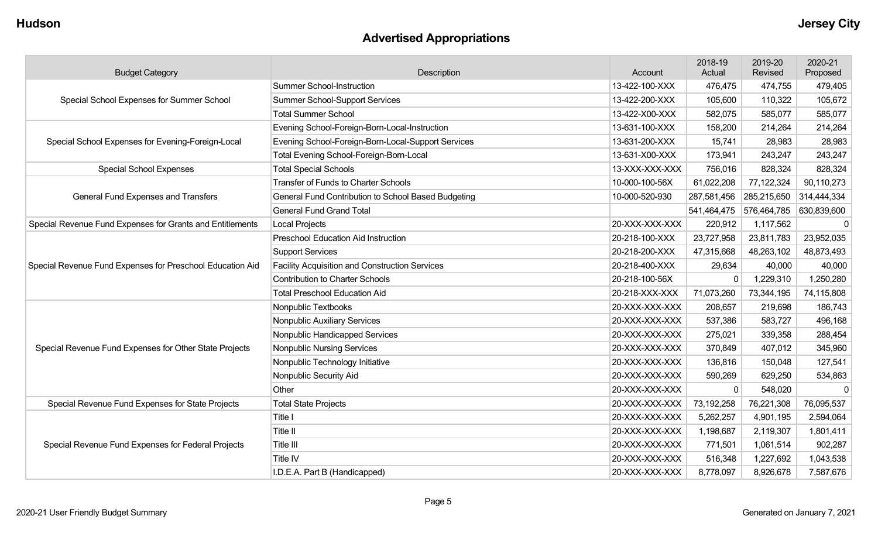## Advertised Appropriations

| Budget Category | Description | Account | 2018-19 Actual | 2019-20 Revised | 2020-21 Proposed |
|---|---|---|---|---|---|
| Special School Expenses for Summer School | Summer School-Instruction | 13-422-100-XXX | 476,475 | 474,755 | 479,405 |
| | Summer School-Support Services | 13-422-200-XXX | 105,600 | 110,322 | 105,672 |
| | Total Summer School | 13-422-X00-XXX | 582,075 | 585,077 | 585,077 |
| Special School Expenses for Evening-Foreign-Local | Evening School-Foreign-Born-Local-Instruction | 13-631-100-XXX | 158,200 | 214,264 | 214,264 |
| | Evening School-Foreign-Born-Local-Support Services | 13-631-200-XXX | 15,741 | 28,983 | 28,983 |
| | Total Evening School-Foreign-Born-Local | 13-631-X00-XXX | 173,941 | 243,247 | 243,247 |
| Special School Expenses | Total Special Schools | 13-XXX-XXX-XXX | 756,016 | 828,324 | 828,324 |
| General Fund Expenses and Transfers | Transfer of Funds to Charter Schools | 10-000-100-56X | 61,022,208 | 77,122,324 | 90,110,273 |
| | General Fund Contribution to School Based Budgeting | 10-000-520-930 | 287,581,456 | 285,215,650 | 314,444,334 |
| | General Fund Grand Total | | 541,464,475 | 576,464,785 | 630,839,600 |
| Special Revenue Fund Expenses for Grants and Entitlements | Local Projects | 20-XXX-XXX-XXX | 220,912 | 1,117,562 | 0 |
| Special Revenue Fund Expenses for Preschool Education Aid | Preschool Education Aid Instruction | 20-218-100-XXX | 23,727,958 | 23,811,783 | 23,952,035 |
| | Support Services | 20-218-200-XXX | 47,315,668 | 48,263,102 | 48,873,493 |
| | Facility Acquisition and Construction Services | 20-218-400-XXX | 29,634 | 40,000 | 40,000 |
| | Contribution to Charter Schools | 20-218-100-56X | 0 | 1,229,310 | 1,250,280 |
| | Total Preschool Education Aid | 20-218-XXX-XXX | 71,073,260 | 73,344,195 | 74,115,808 |
| Special Revenue Fund Expenses for Other State Projects | Nonpublic Textbooks | 20-XXX-XXX-XXX | 208,657 | 219,698 | 186,743 |
| | Nonpublic Auxiliary Services | 20-XXX-XXX-XXX | 537,386 | 583,727 | 496,168 |
| | Nonpublic Handicapped Services | 20-XXX-XXX-XXX | 275,021 | 339,358 | 288,454 |
| | Nonpublic Nursing Services | 20-XXX-XXX-XXX | 370,849 | 407,012 | 345,960 |
| | Nonpublic Technology Initiative | 20-XXX-XXX-XXX | 136,816 | 150,048 | 127,541 |
| | Nonpublic Security Aid | 20-XXX-XXX-XXX | 590,269 | 629,250 | 534,863 |
| | Other | 20-XXX-XXX-XXX | 0 | 548,020 | 0 |
| Special Revenue Fund Expenses for State Projects | Total State Projects | 20-XXX-XXX-XXX | 73,192,258 | 76,221,308 | 76,095,537 |
| Special Revenue Fund Expenses for Federal Projects | Title I | 20-XXX-XXX-XXX | 5,262,257 | 4,901,195 | 2,594,064 |
| | Title II | 20-XXX-XXX-XXX | 1,198,687 | 2,119,307 | 1,801,411 |
| | Title III | 20-XXX-XXX-XXX | 771,501 | 1,061,514 | 902,287 |
| | Title IV | 20-XXX-XXX-XXX | 516,348 | 1,227,692 | 1,043,538 |
| | I.D.E.A. Part B (Handicapped) | 20-XXX-XXX-XXX | 8,778,097 | 8,926,678 | 7,587,676 |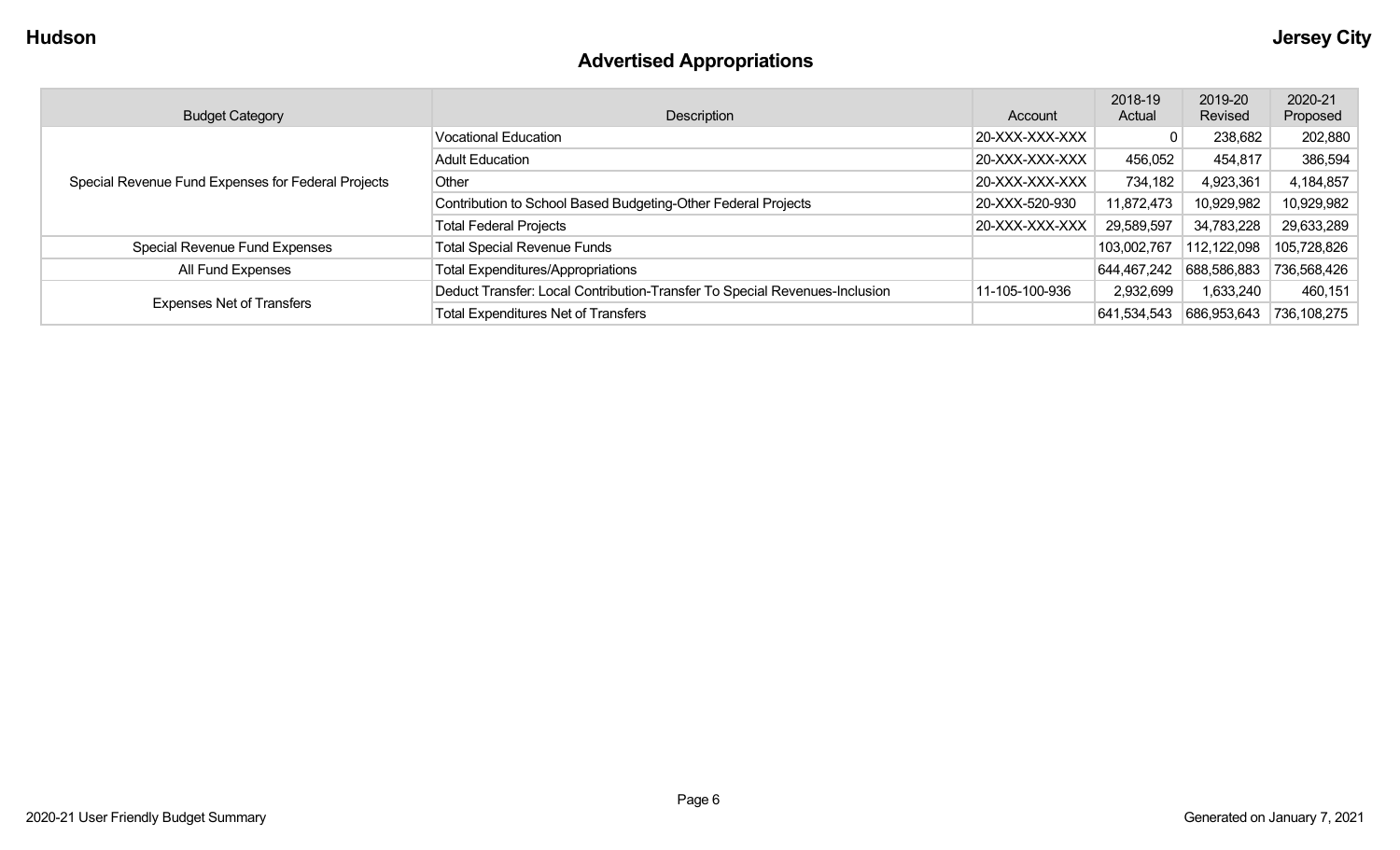## Advertised Appropriations

| Budget Category | Description | Account | 2018-19 Actual | 2019-20 Revised | 2020-21 Proposed |
|---|---|---|---|---|---|
| Special Revenue Fund Expenses for Federal Projects | Vocational Education | 20-XXX-XXX-XXX | 0 | 238,682 | 202,880 |
| | Adult Education | 20-XXX-XXX-XXX | 456,052 | 454,817 | 386,594 |
| | Other | 20-XXX-XXX-XXX | 734,182 | 4,923,361 | 4,184,857 |
| | Contribution to School Based Budgeting-Other Federal Projects | 20-XXX-520-930 | 11,872,473 | 10,929,982 | 10,929,982 |
| | Total Federal Projects | 20-XXX-XXX-XXX | 29,589,597 | 34,783,228 | 29,633,289 |
| Special Revenue Fund Expenses | Total Special Revenue Funds | | 103,002,767 | 112,122,098 | 105,728,826 |
| All Fund Expenses | Total Expenditures/Appropriations | | 644,467,242 | 688,586,883 | 736,568,426 |
| Expenses Net of Transfers | Deduct Transfer: Local Contribution-Transfer To Special Revenues-Inclusion | 11-105-100-936 | 2,932,699 | 1,633,240 | 460,151 |
| | Total Expenditures Net of Transfers | | 641,534,543 | 686,953,643 | 736,108,275 |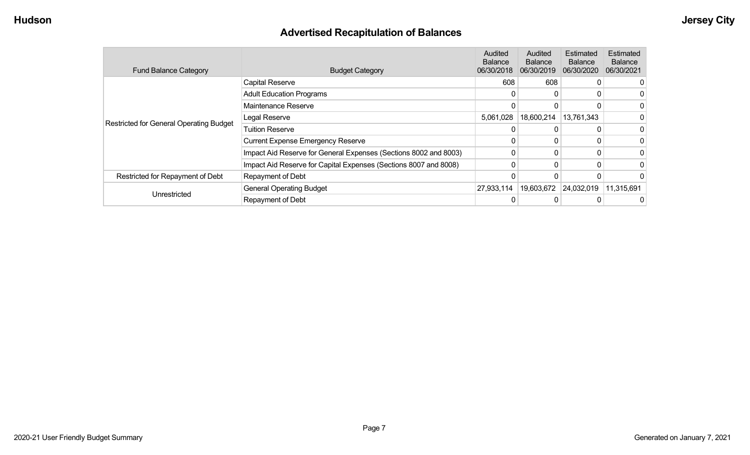## Advertised Recapitulation of Balances

| Fund Balance Category | Budget Category | Audited Balance 06/30/2018 | Audited Balance 06/30/2019 | Estimated Balance 06/30/2020 | Estimated Balance 06/30/2021 |
|---|---|---|---|---|---|
| Restricted for General Operating Budget | Capital Reserve | 608 | 608 | 0 | 0 |
| | Adult Education Programs | 0 | 0 | 0 | 0 |
| | Maintenance Reserve | 0 | 0 | 0 | 0 |
| | Legal Reserve | 5,061,028 | 18,600,214 | 13,761,343 | 0 |
| | Tuition Reserve | 0 | 0 | 0 | 0 |
| | Current Expense Emergency Reserve | 0 | 0 | 0 | 0 |
| | Impact Aid Reserve for General Expenses (Sections 8002 and 8003) | 0 | 0 | 0 | 0 |
| | Impact Aid Reserve for Capital Expenses (Sections 8007 and 8008) | 0 | 0 | 0 | 0 |
| Restricted for Repayment of Debt | Repayment of Debt | 0 | 0 | 0 | 0 |
| Unrestricted | General Operating Budget | 27,933,114 | 19,603,672 | 24,032,019 | 11,315,691 |
| | Repayment of Debt | 0 | 0 | 0 | 0 |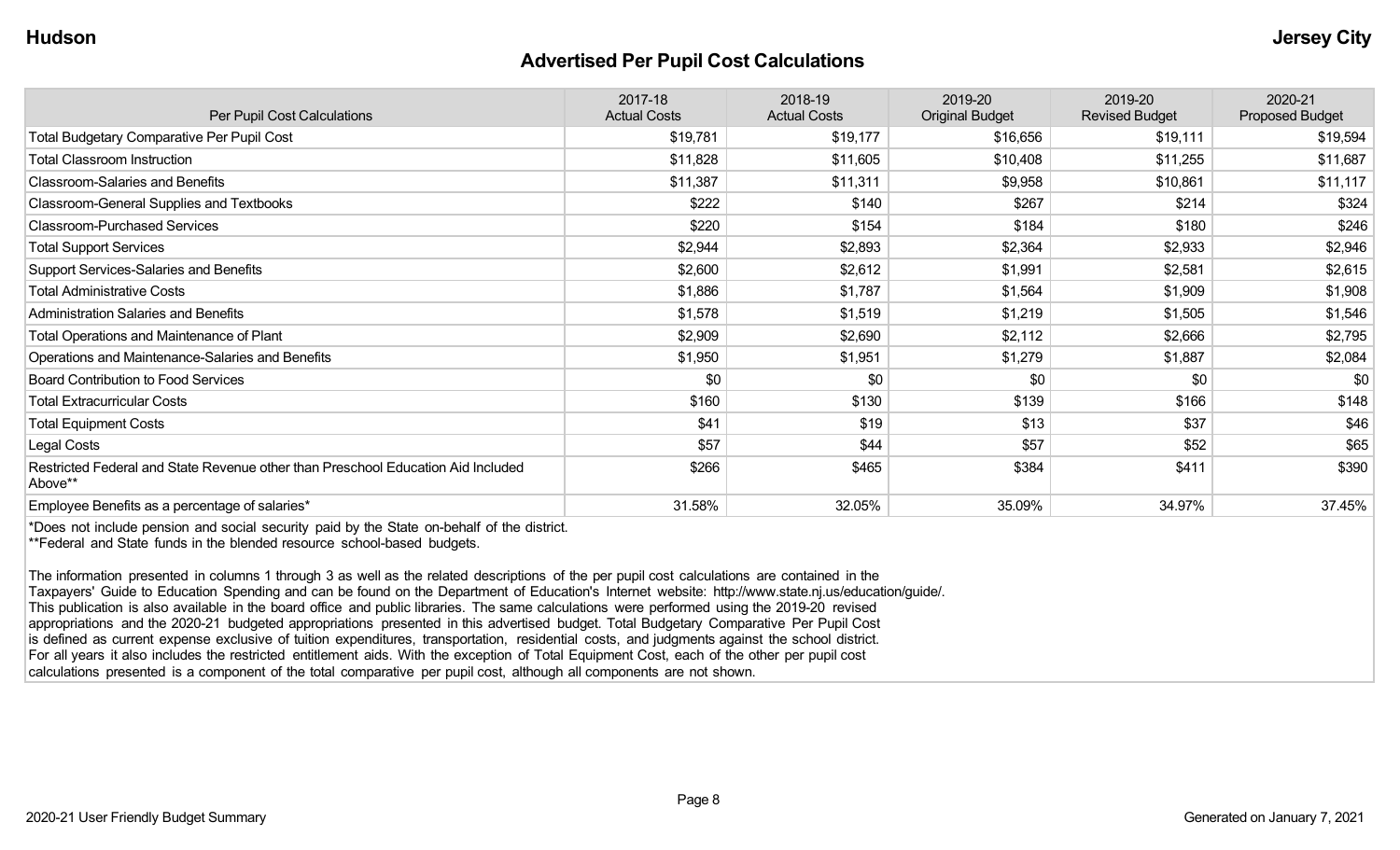## Advertised Per Pupil Cost Calculations

| Per Pupil Cost Calculations | 2017-18 Actual Costs | 2018-19 Actual Costs | 2019-20 Original Budget | 2019-20 Revised Budget | 2020-21 Proposed Budget |
|---|---|---|---|---|---|
| Total Budgetary Comparative Per Pupil Cost | $19,781 | $19,177 | $16,656 | $19,111 | $19,594 |
| Total Classroom Instruction | $11,828 | $11,605 | $10,408 | $11,255 | $11,687 |
| Classroom-Salaries and Benefits | $11,387 | $11,311 | $9,958 | $10,861 | $11,117 |
| Classroom-General Supplies and Textbooks | $222 | $140 | $267 | $214 | $324 |
| Classroom-Purchased Services | $220 | $154 | $184 | $180 | $246 |
| Total Support Services | $2,944 | $2,893 | $2,364 | $2,933 | $2,946 |
| Support Services-Salaries and Benefits | $2,600 | $2,612 | $1,991 | $2,581 | $2,615 |
| Total Administrative Costs | $1,886 | $1,787 | $1,564 | $1,909 | $1,908 |
| Administration Salaries and Benefits | $1,578 | $1,519 | $1,219 | $1,505 | $1,546 |
| Total Operations and Maintenance of Plant | $2,909 | $2,690 | $2,112 | $2,666 | $2,795 |
| Operations and Maintenance-Salaries and Benefits | $1,950 | $1,951 | $1,279 | $1,887 | $2,084 |
| Board Contribution to Food Services | $0 | $0 | $0 | $0 | $0 |
| Total Extracurricular Costs | $160 | $130 | $139 | $166 | $148 |
| Total Equipment Costs | $41 | $19 | $13 | $37 | $46 |
| Legal Costs | $57 | $44 | $57 | $52 | $65 |
| Restricted Federal and State Revenue other than Preschool Education Aid Included Above** | $266 | $465 | $384 | $411 | $390 |
| Employee Benefits as a percentage of salaries* | 31.58% | 32.05% | 35.09% | 34.97% | 37.45% |

*Does not include pension and social security paid by the State on-behalf of the district.

**Federal and State funds in the blended resource school-based budgets.

The information presented in columns 1 through 3 as well as the related descriptions of the per pupil cost calculations are contained in the Taxpayers' Guide to Education Spending and can be found on the Department of Education's Internet website: http://www.state.nj.us/education/guide/. This publication is also available in the board office and public libraries. The same calculations were performed using the 2019-20 revised appropriations and the 2020-21 budgeted appropriations presented in this advertised budget. Total Budgetary Comparative Per Pupil Cost is defined as current expense exclusive of tuition expenditures, transportation, residential costs, and judgments against the school district. For all years it also includes the restricted entitlement aids. With the exception of Total Equipment Cost, each of the other per pupil cost calculations presented is a component of the total comparative per pupil cost, although all components are not shown.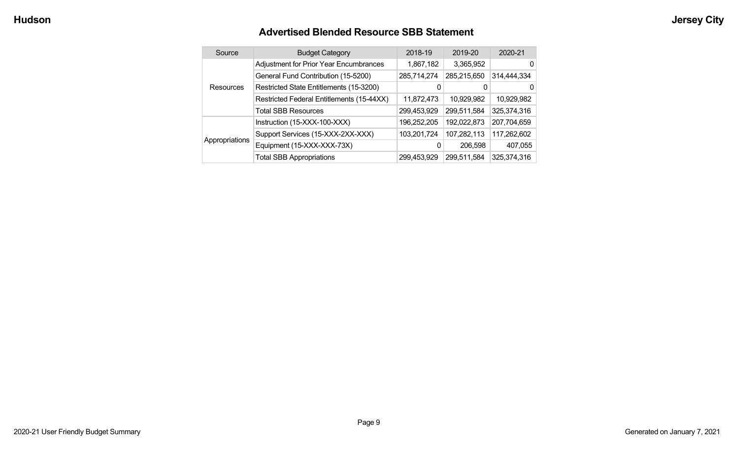## Advertised Blended Resource SBB Statement

| Source | Budget Category | 2018-19 | 2019-20 | 2020-21 |
|---|---|---|---|---|
| Resources | Adjustment for Prior Year Encumbrances | 1,867,182 | 3,365,952 | 0 |
| | General Fund Contribution (15-5200) | 285,714,274 | 285,215,650 | 314,444,334 |
| | Restricted State Entitlements (15-3200) | 0 | 0 | 0 |
| | Restricted Federal Entitlements (15-44XX) | 11,872,473 | 10,929,982 | 10,929,982 |
| | Total SBB Resources | 299,453,929 | 299,511,584 | 325,374,316 |
| Appropriations | Instruction (15-XXX-100-XXX) | 196,252,205 | 192,022,873 | 207,704,659 |
| | Support Services (15-XXX-2XX-XXX) | 103,201,724 | 107,282,113 | 117,262,602 |
| | Equipment (15-XXX-XXX-73X) | 0 | 206,598 | 407,055 |
| | Total SBB Appropriations | 299,453,929 | 299,511,584 | 325,374,316 |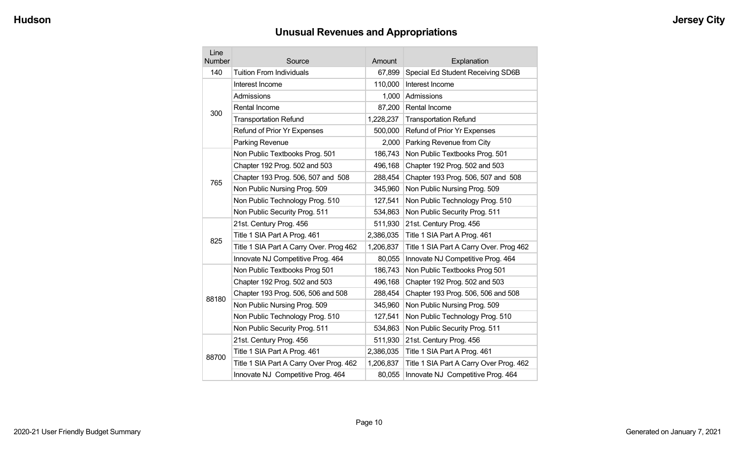## Unusual Revenues and Appropriations

| Line Number | Source | Amount | Explanation |
|---|---|---|---|
| 140 | Tuition From Individuals | 67,899 | Special Ed Student Receiving SD6B |
| 300 | Interest Income | 110,000 | Interest Income |
| | Admissions | 1,000 | Admissions |
| | Rental Income | 87,200 | Rental Income |
| | Transportation Refund | 1,228,237 | Transportation Refund |
| | Refund of Prior Yr Expenses | 500,000 | Refund of Prior Yr Expenses |
| | Parking Revenue | 2,000 | Parking Revenue from City |
| 765 | Non Public Textbooks Prog. 501 | 186,743 | Non Public Textbooks Prog. 501 |
| | Chapter 192 Prog. 502 and 503 | 496,168 | Chapter 192 Prog. 502 and 503 |
| | Chapter 193 Prog. 506, 507 and 508 | 288,454 | Chapter 193 Prog. 506, 507 and 508 |
| | Non Public Nursing Prog. 509 | 345,960 | Non Public Nursing Prog. 509 |
| | Non Public Technology Prog. 510 | 127,541 | Non Public Technology Prog. 510 |
| | Non Public Security Prog. 511 | 534,863 | Non Public Security Prog. 511 |
| 825 | 21st. Century Prog. 456 | 511,930 | 21st. Century Prog. 456 |
| | Title 1 SIA Part A Prog. 461 | 2,386,035 | Title 1 SIA Part A Prog. 461 |
| | Title 1 SIA Part A Carry Over. Prog 462 | 1,206,837 | Title 1 SIA Part A Carry Over. Prog 462 |
| | Innovate NJ Competitive Prog. 464 | 80,055 | Innovate NJ Competitive Prog. 464 |
| 88180 | Non Public Textbooks Prog 501 | 186,743 | Non Public Textbooks Prog 501 |
| | Chapter 192 Prog. 502 and 503 | 496,168 | Chapter 192 Prog. 502 and 503 |
| | Chapter 193 Prog. 506, 506 and 508 | 288,454 | Chapter 193 Prog. 506, 506 and 508 |
| | Non Public Nursing Prog. 509 | 345,960 | Non Public Nursing Prog. 509 |
| | Non Public Technology Prog. 510 | 127,541 | Non Public Technology Prog. 510 |
| | Non Public Security Prog. 511 | 534,863 | Non Public Security Prog. 511 |
| 88700 | 21st. Century Prog. 456 | 511,930 | 21st. Century Prog. 456 |
| | Title 1 SIA Part A Prog. 461 | 2,386,035 | Title 1 SIA Part A Prog. 461 |
| | Title 1 SIA Part A Carry Over Prog. 462 | 1,206,837 | Title 1 SIA Part A Carry Over Prog. 462 |
| | Innovate NJ Competitive Prog. 464 | 80,055 | Innovate NJ Competitive Prog. 464 |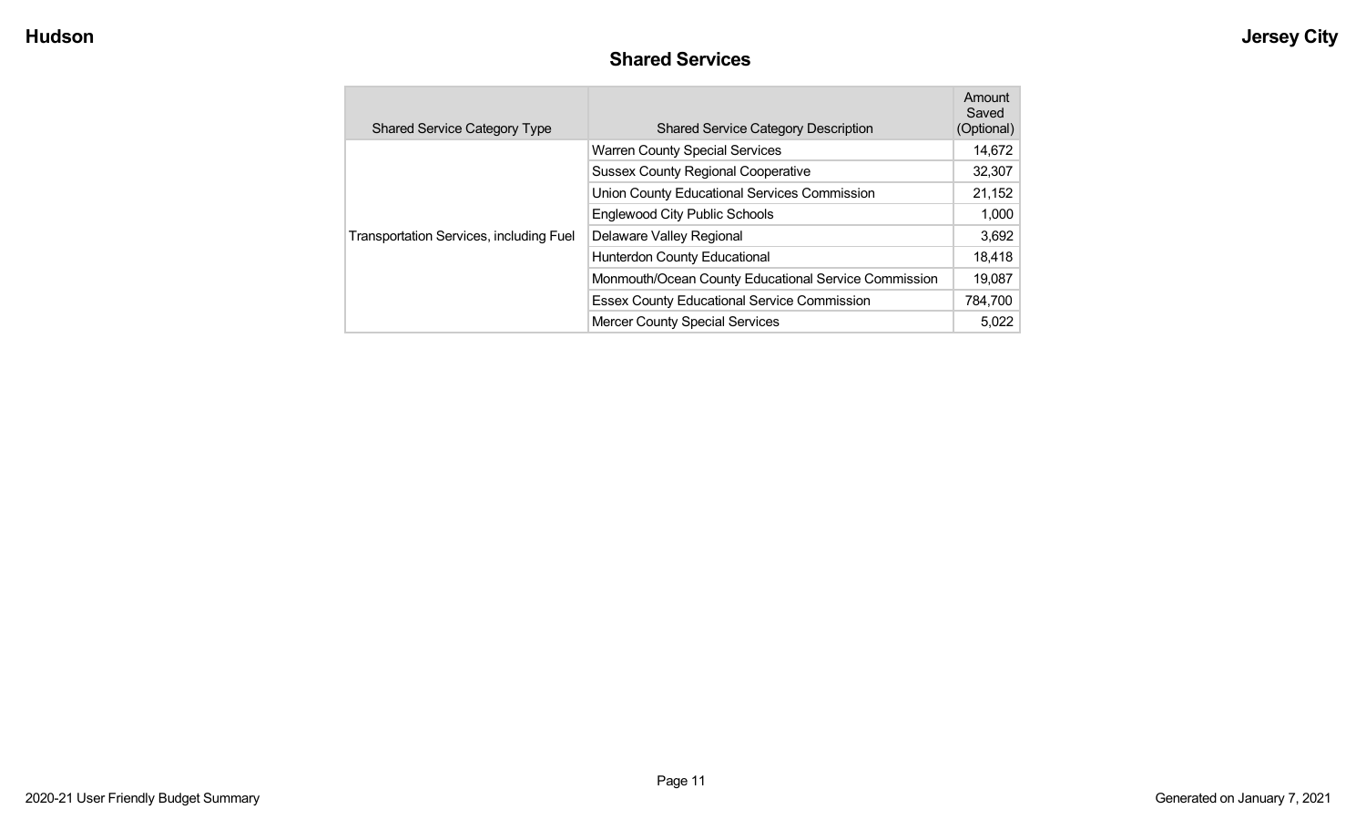## Shared Services

| Shared Service Category Type | Shared Service Category Description | Amount Saved (Optional) |
|---|---|---|
| Transportation Services, including Fuel | Warren County Special Services | 14,672 |
| | Sussex County Regional Cooperative | 32,307 |
| | Union County Educational Services Commission | 21,152 |
| | Englewood City Public Schools | 1,000 |
| | Delaware Valley Regional | 3,692 |
| | Hunterdon County Educational | 18,418 |
| | Monmouth/Ocean County Educational Service Commission | 19,087 |
| | Essex County Educational Service Commission | 784,700 |
| | Mercer County Special Services | 5,022 |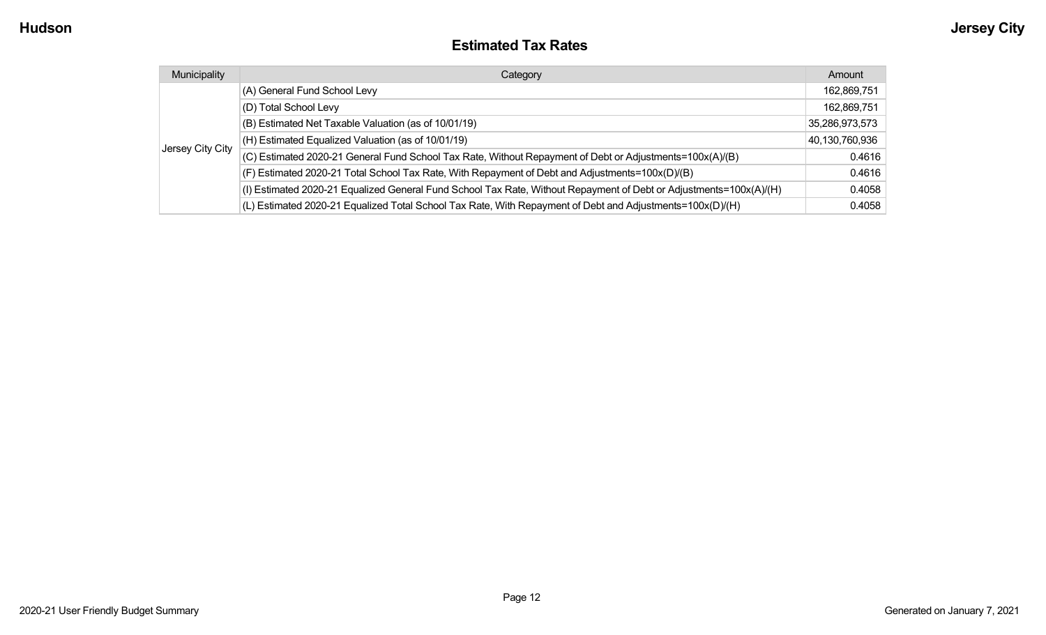# Estimated Tax Rates

| Municipality | Category | Amount |
| --- | --- | --- |
| Jersey City City | (A) General Fund School Levy | 162,869,751 |
| | (D) Total School Levy | 162,869,751 |
| | (B) Estimated Net Taxable Valuation (as of 10/01/19) | 35,286,973,573 |
| | (H) Estimated Equalized Valuation (as of 10/01/19) | 40,130,760,936 |
| | (C) Estimated 2020-21 General Fund School Tax Rate, Without Repayment of Debt or Adjustments=100x(A)/(B) | 0.4616 |
| | (F) Estimated 2020-21 Total School Tax Rate, With Repayment of Debt and Adjustments=100x(D)/(B) | 0.4616 |
| | (I) Estimated 2020-21 Equalized General Fund School Tax Rate, Without Repayment of Debt or Adjustments=100x(A)/(H) | 0.4058 |
| | (L) Estimated 2020-21 Equalized Total School Tax Rate, With Repayment of Debt and Adjustments=100x(D)/(H) | 0.4058 |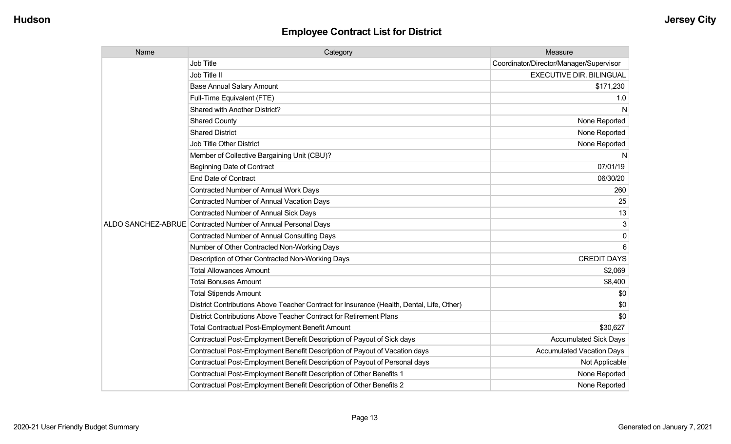## Employee Contract List for District

| Name | Category | Measure |
|---|---|---|
| ALDO SANCHEZ-ABRUE | Job Title | Coordinator/Director/Manager/Supervisor |
| | Job Title II | EXECUTIVE DIR. BILINGUAL |
| | Base Annual Salary Amount | $171,230 |
| | Full-Time Equivalent (FTE) | 1.0 |
| | Shared with Another District? | N |
| | Shared County | None Reported |
| | Shared District | None Reported |
| | Job Title Other District | None Reported |
| | Member of Collective Bargaining Unit (CBU)? | N |
| | Beginning Date of Contract | 07/01/19 |
| | End Date of Contract | 06/30/20 |
| | Contracted Number of Annual Work Days | 260 |
| | Contracted Number of Annual Vacation Days | 25 |
| | Contracted Number of Annual Sick Days | 13 |
| | Contracted Number of Annual Personal Days | 3 |
| | Contracted Number of Annual Consulting Days | 0 |
| | Number of Other Contracted Non-Working Days | 6 |
| | Description of Other Contracted Non-Working Days | CREDIT DAYS |
| | Total Allowances Amount | $2,069 |
| | Total Bonuses Amount | $8,400 |
| | Total Stipends Amount | $0 |
| | District Contributions Above Teacher Contract for Insurance (Health, Dental, Life, Other) | $0 |
| | District Contributions Above Teacher Contract for Retirement Plans | $0 |
| | Total Contractual Post-Employment Benefit Amount | $30,627 |
| | Contractual Post-Employment Benefit Description of Payout of Sick days | Accumulated Sick Days |
| | Contractual Post-Employment Benefit Description of Payout of Vacation days | Accumulated Vacation Days |
| | Contractual Post-Employment Benefit Description of Payout of Personal days | Not Applicable |
| | Contractual Post-Employment Benefit Description of Other Benefits 1 | None Reported |
| | Contractual Post-Employment Benefit Description of Other Benefits 2 | None Reported |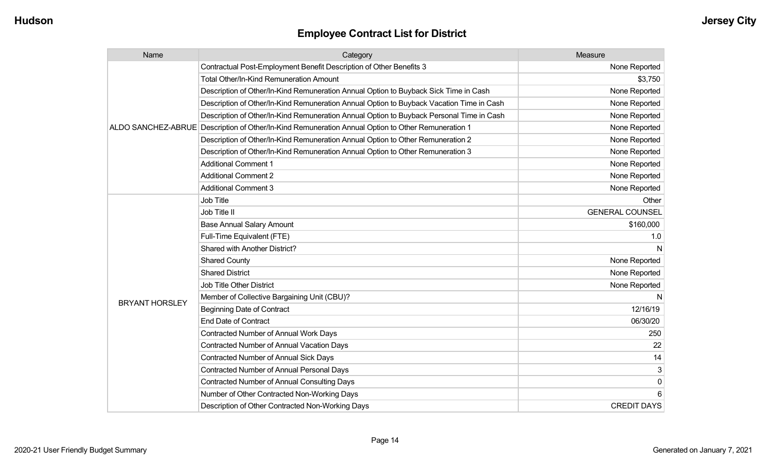## Employee Contract List for District

| Name | Category | Measure |
|---|---|---|
| ALDO SANCHEZ-ABRUE | Contractual Post-Employment Benefit Description of Other Benefits 3 | None Reported |
| | Total Other/In-Kind Remuneration Amount | $3,750 |
| | Description of Other/In-Kind Remuneration Annual Option to Buyback Sick Time in Cash | None Reported |
| | Description of Other/In-Kind Remuneration Annual Option to Buyback Vacation Time in Cash | None Reported |
| | Description of Other/In-Kind Remuneration Annual Option to Buyback Personal Time in Cash | None Reported |
| | Description of Other/In-Kind Remuneration Annual Option to Other Remuneration 1 | None Reported |
| | Description of Other/In-Kind Remuneration Annual Option to Other Remuneration 2 | None Reported |
| | Description of Other/In-Kind Remuneration Annual Option to Other Remuneration 3 | None Reported |
| | Additional Comment 1 | None Reported |
| | Additional Comment 2 | None Reported |
| | Additional Comment 3 | None Reported |
| BRYANT HORSLEY | Job Title | Other |
| | Job Title II | GENERAL COUNSEL |
| | Base Annual Salary Amount | $160,000 |
| | Full-Time Equivalent (FTE) | 1.0 |
| | Shared with Another District? | N |
| | Shared County | None Reported |
| | Shared District | None Reported |
| | Job Title Other District | None Reported |
| | Member of Collective Bargaining Unit (CBU)? | N |
| | Beginning Date of Contract | 12/16/19 |
| | End Date of Contract | 06/30/20 |
| | Contracted Number of Annual Work Days | 250 |
| | Contracted Number of Annual Vacation Days | 22 |
| | Contracted Number of Annual Sick Days | 14 |
| | Contracted Number of Annual Personal Days | 3 |
| | Contracted Number of Annual Consulting Days | 0 |
| | Number of Other Contracted Non-Working Days | 6 |
| | Description of Other Contracted Non-Working Days | CREDIT DAYS |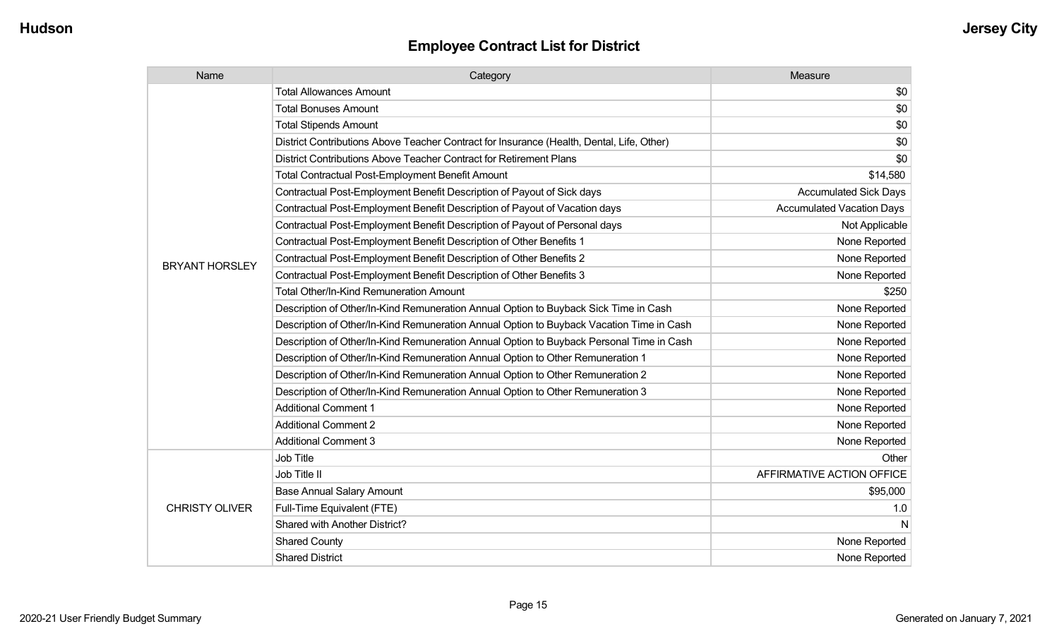## Employee Contract List for District

| Name | Category | Measure |
| --- | --- | --- |
| BRYANT HORSLEY | Total Allowances Amount | $0 |
| | Total Bonuses Amount | $0 |
| | Total Stipends Amount | $0 |
| | District Contributions Above Teacher Contract for Insurance (Health, Dental, Life, Other) | $0 |
| | District Contributions Above Teacher Contract for Retirement Plans | $0 |
| | Total Contractual Post-Employment Benefit Amount | $14,580 |
| | Contractual Post-Employment Benefit Description of Payout of Sick days | Accumulated Sick Days |
| | Contractual Post-Employment Benefit Description of Payout of Vacation days | Accumulated Vacation Days |
| | Contractual Post-Employment Benefit Description of Payout of Personal days | Not Applicable |
| | Contractual Post-Employment Benefit Description of Other Benefits 1 | None Reported |
| | Contractual Post-Employment Benefit Description of Other Benefits 2 | None Reported |
| | Contractual Post-Employment Benefit Description of Other Benefits 3 | None Reported |
| | Total Other/In-Kind Remuneration Amount | $250 |
| | Description of Other/In-Kind Remuneration Annual Option to Buyback Sick Time in Cash | None Reported |
| | Description of Other/In-Kind Remuneration Annual Option to Buyback Vacation Time in Cash | None Reported |
| | Description of Other/In-Kind Remuneration Annual Option to Buyback Personal Time in Cash | None Reported |
| | Description of Other/In-Kind Remuneration Annual Option to Other Remuneration 1 | None Reported |
| | Description of Other/In-Kind Remuneration Annual Option to Other Remuneration 2 | None Reported |
| | Description of Other/In-Kind Remuneration Annual Option to Other Remuneration 3 | None Reported |
| | Additional Comment 1 | None Reported |
| | Additional Comment 2 | None Reported |
| | Additional Comment 3 | None Reported |
| CHRISTY OLIVER | Job Title | Other |
| | Job Title II | AFFIRMATIVE ACTION OFFICE |
| | Base Annual Salary Amount | $95,000 |
| | Full-Time Equivalent (FTE) | 1.0 |
| | Shared with Another District? | N |
| | Shared County | None Reported |
| | Shared District | None Reported |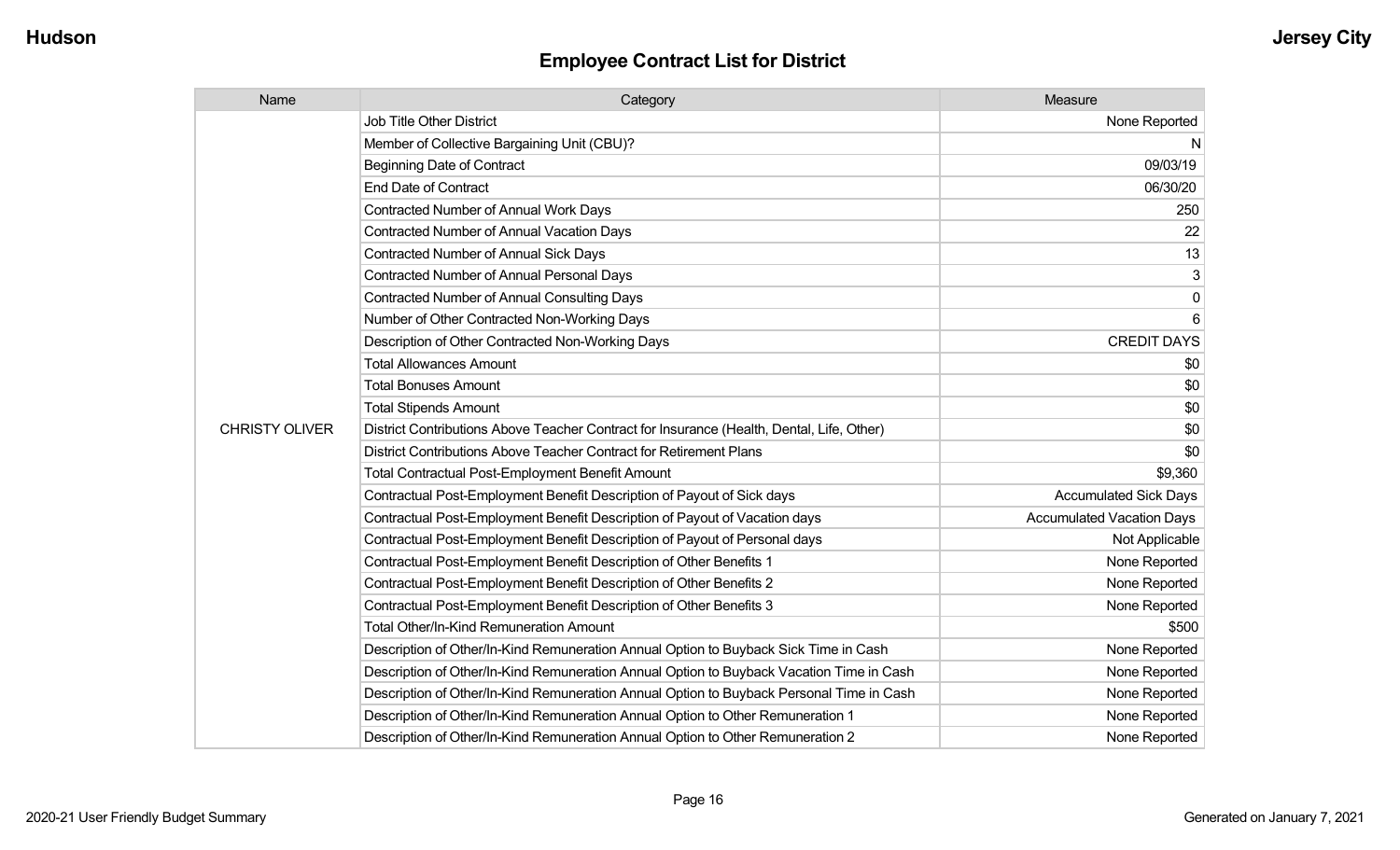## Employee Contract List for District

| Name | Category | Measure |
|---|---|---|
| CHRISTY OLIVER | Job Title Other District | None Reported |
| | Member of Collective Bargaining Unit (CBU)? | N |
| | Beginning Date of Contract | 09/03/19 |
| | End Date of Contract | 06/30/20 |
| | Contracted Number of Annual Work Days | 250 |
| | Contracted Number of Annual Vacation Days | 22 |
| | Contracted Number of Annual Sick Days | 13 |
| | Contracted Number of Annual Personal Days | 3 |
| | Contracted Number of Annual Consulting Days | 0 |
| | Number of Other Contracted Non-Working Days | 6 |
| | Description of Other Contracted Non-Working Days | CREDIT DAYS |
| | Total Allowances Amount | $0 |
| | Total Bonuses Amount | $0 |
| | Total Stipends Amount | $0 |
| | District Contributions Above Teacher Contract for Insurance (Health, Dental, Life, Other) | $0 |
| | District Contributions Above Teacher Contract for Retirement Plans | $0 |
| | Total Contractual Post-Employment Benefit Amount | $9,360 |
| | Contractual Post-Employment Benefit Description of Payout of Sick days | Accumulated Sick Days |
| | Contractual Post-Employment Benefit Description of Payout of Vacation days | Accumulated Vacation Days |
| | Contractual Post-Employment Benefit Description of Payout of Personal days | Not Applicable |
| | Contractual Post-Employment Benefit Description of Other Benefits 1 | None Reported |
| | Contractual Post-Employment Benefit Description of Other Benefits 2 | None Reported |
| | Contractual Post-Employment Benefit Description of Other Benefits 3 | None Reported |
| | Total Other/In-Kind Remuneration Amount | $500 |
| | Description of Other/In-Kind Remuneration Annual Option to Buyback Sick Time in Cash | None Reported |
| | Description of Other/In-Kind Remuneration Annual Option to Buyback Vacation Time in Cash | None Reported |
| | Description of Other/In-Kind Remuneration Annual Option to Buyback Personal Time in Cash | None Reported |
| | Description of Other/In-Kind Remuneration Annual Option to Other Remuneration 1 | None Reported |
| | Description of Other/In-Kind Remuneration Annual Option to Other Remuneration 2 | None Reported |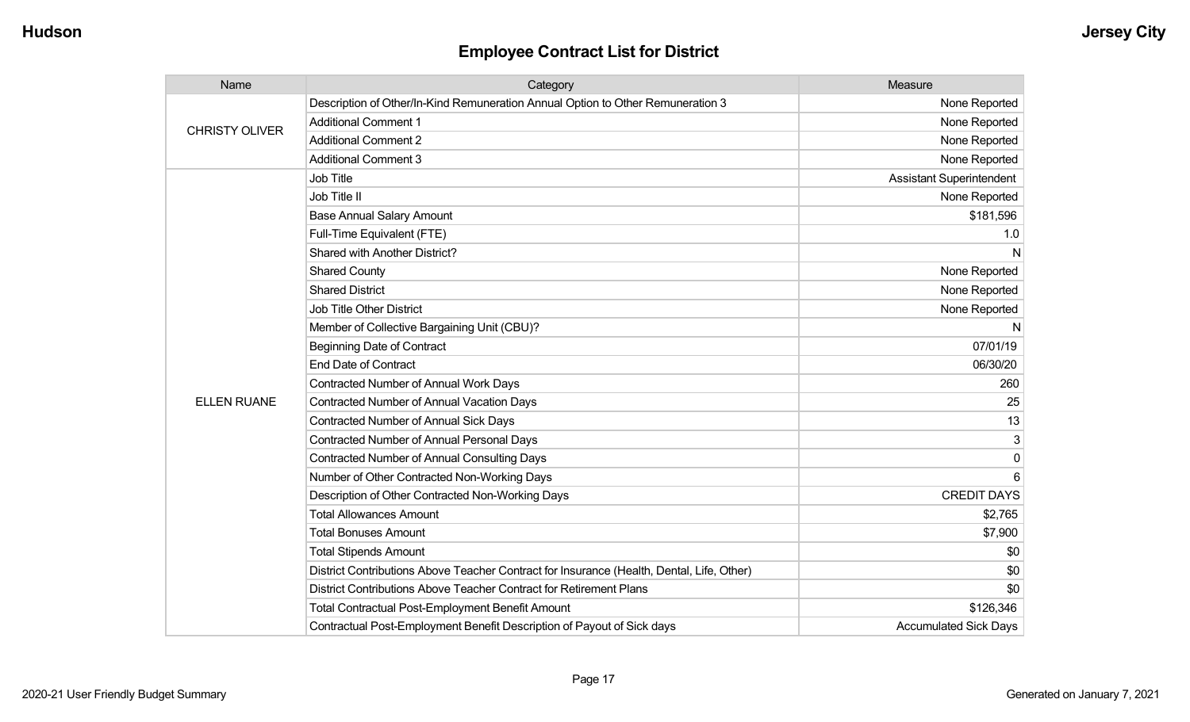## Employee Contract List for District

| Name | Category | Measure |
|---|---|---|
| CHRISTY OLIVER | Description of Other/In-Kind Remuneration Annual Option to Other Remuneration 3 | None Reported |
| | Additional Comment 1 | None Reported |
| | Additional Comment 2 | None Reported |
| | Additional Comment 3 | None Reported |
| ELLEN RUANE | Job Title | Assistant Superintendent |
| | Job Title II | None Reported |
| | Base Annual Salary Amount | $181,596 |
| | Full-Time Equivalent (FTE) | 1.0 |
| | Shared with Another District? | N |
| | Shared County | None Reported |
| | Shared District | None Reported |
| | Job Title Other District | None Reported |
| | Member of Collective Bargaining Unit (CBU)? | N |
| | Beginning Date of Contract | 07/01/19 |
| | End Date of Contract | 06/30/20 |
| | Contracted Number of Annual Work Days | 260 |
| | Contracted Number of Annual Vacation Days | 25 |
| | Contracted Number of Annual Sick Days | 13 |
| | Contracted Number of Annual Personal Days | 3 |
| | Contracted Number of Annual Consulting Days | 0 |
| | Number of Other Contracted Non-Working Days | 6 |
| | Description of Other Contracted Non-Working Days | CREDIT DAYS |
| | Total Allowances Amount | $2,765 |
| | Total Bonuses Amount | $7,900 |
| | Total Stipends Amount | $0 |
| | District Contributions Above Teacher Contract for Insurance (Health, Dental, Life, Other) | $0 |
| | District Contributions Above Teacher Contract for Retirement Plans | $0 |
| | Total Contractual Post-Employment Benefit Amount | $126,346 |
| | Contractual Post-Employment Benefit Description of Payout of Sick days | Accumulated Sick Days |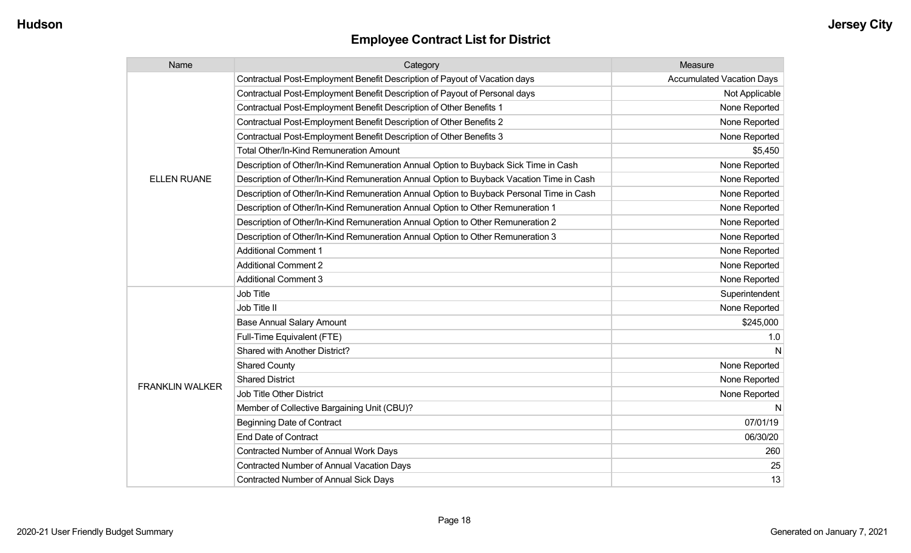## Employee Contract List for District

| Name | Category | Measure |
| --- | --- | --- |
| ELLEN RUANE | Contractual Post-Employment Benefit Description of Payout of Vacation days | Accumulated Vacation Days |
| | Contractual Post-Employment Benefit Description of Payout of Personal days | Not Applicable |
| | Contractual Post-Employment Benefit Description of Other Benefits 1 | None Reported |
| | Contractual Post-Employment Benefit Description of Other Benefits 2 | None Reported |
| | Contractual Post-Employment Benefit Description of Other Benefits 3 | None Reported |
| | Total Other/In-Kind Remuneration Amount | $5,450 |
| | Description of Other/In-Kind Remuneration Annual Option to Buyback Sick Time in Cash | None Reported |
| | Description of Other/In-Kind Remuneration Annual Option to Buyback Vacation Time in Cash | None Reported |
| | Description of Other/In-Kind Remuneration Annual Option to Buyback Personal Time in Cash | None Reported |
| | Description of Other/In-Kind Remuneration Annual Option to Other Remuneration 1 | None Reported |
| | Description of Other/In-Kind Remuneration Annual Option to Other Remuneration 2 | None Reported |
| | Description of Other/In-Kind Remuneration Annual Option to Other Remuneration 3 | None Reported |
| | Additional Comment 1 | None Reported |
| | Additional Comment 2 | None Reported |
| | Additional Comment 3 | None Reported |
| FRANKLIN WALKER | Job Title | Superintendent |
| | Job Title II | None Reported |
| | Base Annual Salary Amount | $245,000 |
| | Full-Time Equivalent (FTE) | 1.0 |
| | Shared with Another District? | N |
| | Shared County | None Reported |
| | Shared District | None Reported |
| | Job Title Other District | None Reported |
| | Member of Collective Bargaining Unit (CBU)? | N |
| | Beginning Date of Contract | 07/01/19 |
| | End Date of Contract | 06/30/20 |
| | Contracted Number of Annual Work Days | 260 |
| | Contracted Number of Annual Vacation Days | 25 |
| | Contracted Number of Annual Sick Days | 13 |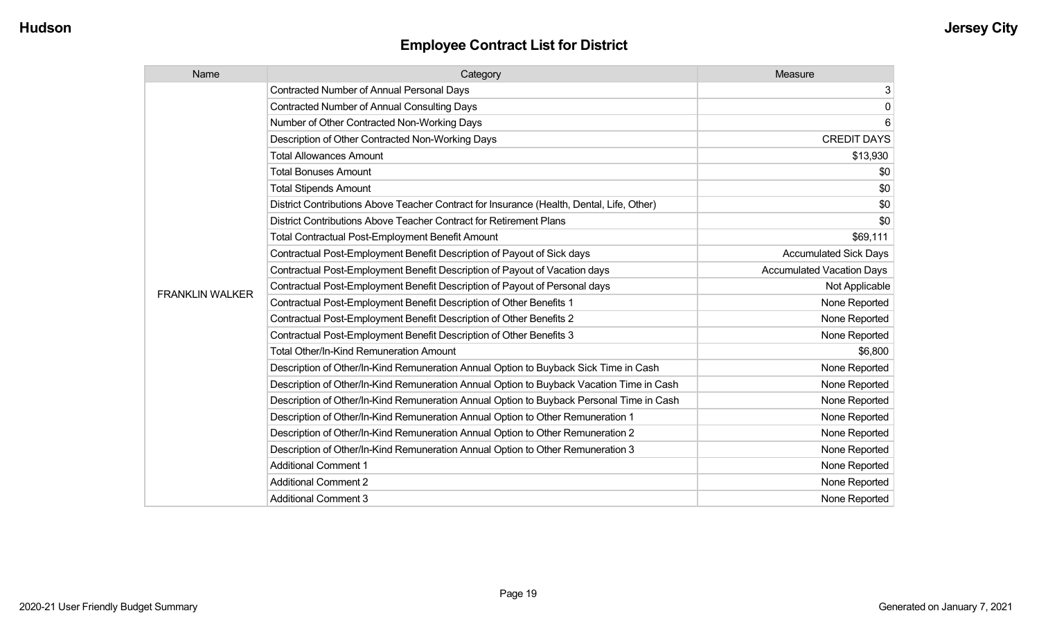## Employee Contract List for District

| Name | Category | Measure |
|---|---|---|
| FRANKLIN WALKER | Contracted Number of Annual Personal Days | 3 |
| | Contracted Number of Annual Consulting Days | 0 |
| | Number of Other Contracted Non-Working Days | 6 |
| | Description of Other Contracted Non-Working Days | CREDIT DAYS |
| | Total Allowances Amount | $13,930 |
| | Total Bonuses Amount | $0 |
| | Total Stipends Amount | $0 |
| | District Contributions Above Teacher Contract for Insurance (Health, Dental, Life, Other) | $0 |
| | District Contributions Above Teacher Contract for Retirement Plans | $0 |
| | Total Contractual Post-Employment Benefit Amount | $69,111 |
| | Contractual Post-Employment Benefit Description of Payout of Sick days | Accumulated Sick Days |
| | Contractual Post-Employment Benefit Description of Payout of Vacation days | Accumulated Vacation Days |
| | Contractual Post-Employment Benefit Description of Payout of Personal days | Not Applicable |
| | Contractual Post-Employment Benefit Description of Other Benefits 1 | None Reported |
| | Contractual Post-Employment Benefit Description of Other Benefits 2 | None Reported |
| | Contractual Post-Employment Benefit Description of Other Benefits 3 | None Reported |
| | Total Other/In-Kind Remuneration Amount | $6,800 |
| | Description of Other/In-Kind Remuneration Annual Option to Buyback Sick Time in Cash | None Reported |
| | Description of Other/In-Kind Remuneration Annual Option to Buyback Vacation Time in Cash | None Reported |
| | Description of Other/In-Kind Remuneration Annual Option to Buyback Personal Time in Cash | None Reported |
| | Description of Other/In-Kind Remuneration Annual Option to Other Remuneration 1 | None Reported |
| | Description of Other/In-Kind Remuneration Annual Option to Other Remuneration 2 | None Reported |
| | Description of Other/In-Kind Remuneration Annual Option to Other Remuneration 3 | None Reported |
| | Additional Comment 1 | None Reported |
| | Additional Comment 2 | None Reported |
| | Additional Comment 3 | None Reported |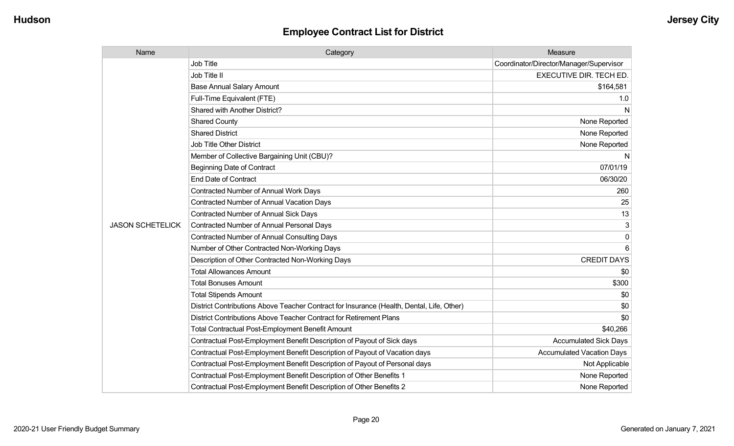## Employee Contract List for District

| Name | Category | Measure |
|---|---|---|
| JASON SCHETELICK | Job Title | Coordinator/Director/Manager/Supervisor |
| | Job Title II | EXECUTIVE DIR. TECH ED. |
| | Base Annual Salary Amount | $164,581 |
| | Full-Time Equivalent (FTE) | 1.0 |
| | Shared with Another District? | N |
| | Shared County | None Reported |
| | Shared District | None Reported |
| | Job Title Other District | None Reported |
| | Member of Collective Bargaining Unit (CBU)? | N |
| | Beginning Date of Contract | 07/01/19 |
| | End Date of Contract | 06/30/20 |
| | Contracted Number of Annual Work Days | 260 |
| | Contracted Number of Annual Vacation Days | 25 |
| | Contracted Number of Annual Sick Days | 13 |
| | Contracted Number of Annual Personal Days | 3 |
| | Contracted Number of Annual Consulting Days | 0 |
| | Number of Other Contracted Non-Working Days | 6 |
| | Description of Other Contracted Non-Working Days | CREDIT DAYS |
| | Total Allowances Amount | $0 |
| | Total Bonuses Amount | $300 |
| | Total Stipends Amount | $0 |
| | District Contributions Above Teacher Contract for Insurance (Health, Dental, Life, Other) | $0 |
| | District Contributions Above Teacher Contract for Retirement Plans | $0 |
| | Total Contractual Post-Employment Benefit Amount | $40,266 |
| | Contractual Post-Employment Benefit Description of Payout of Sick days | Accumulated Sick Days |
| | Contractual Post-Employment Benefit Description of Payout of Vacation days | Accumulated Vacation Days |
| | Contractual Post-Employment Benefit Description of Payout of Personal days | Not Applicable |
| | Contractual Post-Employment Benefit Description of Other Benefits 1 | None Reported |
| | Contractual Post-Employment Benefit Description of Other Benefits 2 | None Reported |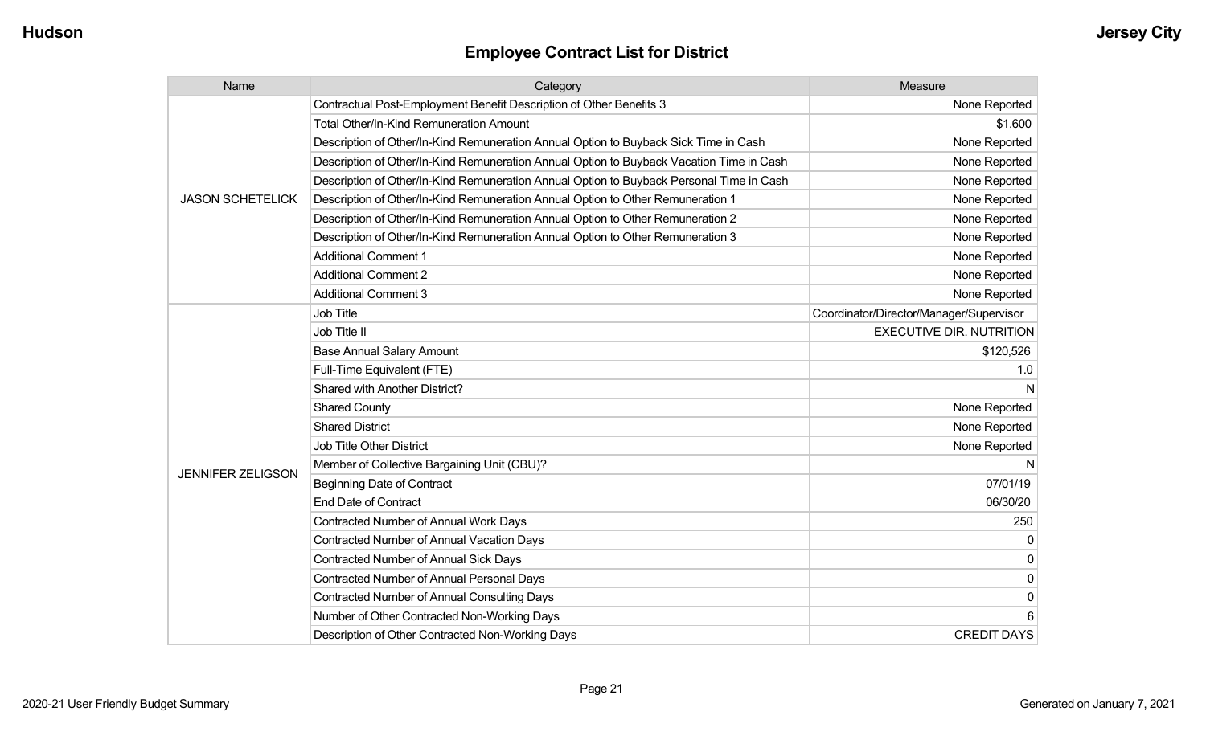## Employee Contract List for District

| Name | Category | Measure |
|---|---|---|
| JASON SCHETELICK | Contractual Post-Employment Benefit Description of Other Benefits 3 | None Reported |
| | Total Other/In-Kind Remuneration Amount | $1,600 |
| | Description of Other/In-Kind Remuneration Annual Option to Buyback Sick Time in Cash | None Reported |
| | Description of Other/In-Kind Remuneration Annual Option to Buyback Vacation Time in Cash | None Reported |
| | Description of Other/In-Kind Remuneration Annual Option to Buyback Personal Time in Cash | None Reported |
| | Description of Other/In-Kind Remuneration Annual Option to Other Remuneration 1 | None Reported |
| | Description of Other/In-Kind Remuneration Annual Option to Other Remuneration 2 | None Reported |
| | Description of Other/In-Kind Remuneration Annual Option to Other Remuneration 3 | None Reported |
| | Additional Comment 1 | None Reported |
| | Additional Comment 2 | None Reported |
| | Additional Comment 3 | None Reported |
| JENNIFER ZELIGSON | Job Title | Coordinator/Director/Manager/Supervisor |
| | Job Title II | EXECUTIVE DIR. NUTRITION |
| | Base Annual Salary Amount | $120,526 |
| | Full-Time Equivalent (FTE) | 1.0 |
| | Shared with Another District? | N |
| | Shared County | None Reported |
| | Shared District | None Reported |
| | Job Title Other District | None Reported |
| | Member of Collective Bargaining Unit (CBU)? | N |
| | Beginning Date of Contract | 07/01/19 |
| | End Date of Contract | 06/30/20 |
| | Contracted Number of Annual Work Days | 250 |
| | Contracted Number of Annual Vacation Days | 0 |
| | Contracted Number of Annual Sick Days | 0 |
| | Contracted Number of Annual Personal Days | 0 |
| | Contracted Number of Annual Consulting Days | 0 |
| | Number of Other Contracted Non-Working Days | 6 |
| | Description of Other Contracted Non-Working Days | CREDIT DAYS |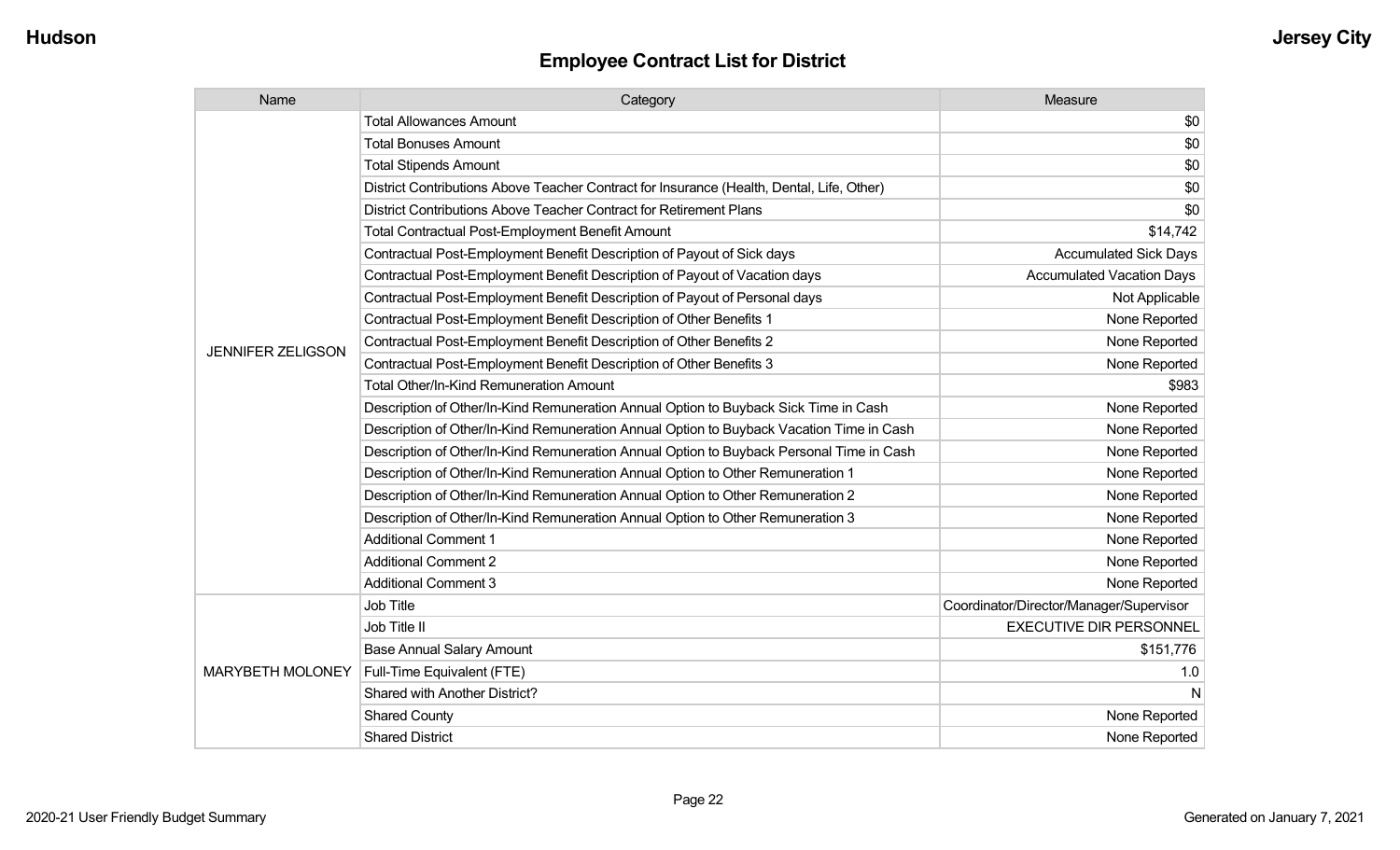## Employee Contract List for District

| Name | Category | Measure |
|---|---|---|
| JENNIFER ZELIGSON | Total Allowances Amount | $0 |
| | Total Bonuses Amount | $0 |
| | Total Stipends Amount | $0 |
| | District Contributions Above Teacher Contract for Insurance (Health, Dental, Life, Other) | $0 |
| | District Contributions Above Teacher Contract for Retirement Plans | $0 |
| | Total Contractual Post-Employment Benefit Amount | $14,742 |
| | Contractual Post-Employment Benefit Description of Payout of Sick days | Accumulated Sick Days |
| | Contractual Post-Employment Benefit Description of Payout of Vacation days | Accumulated Vacation Days |
| | Contractual Post-Employment Benefit Description of Payout of Personal days | Not Applicable |
| | Contractual Post-Employment Benefit Description of Other Benefits 1 | None Reported |
| | Contractual Post-Employment Benefit Description of Other Benefits 2 | None Reported |
| | Contractual Post-Employment Benefit Description of Other Benefits 3 | None Reported |
| | Total Other/In-Kind Remuneration Amount | $983 |
| | Description of Other/In-Kind Remuneration Annual Option to Buyback Sick Time in Cash | None Reported |
| | Description of Other/In-Kind Remuneration Annual Option to Buyback Vacation Time in Cash | None Reported |
| | Description of Other/In-Kind Remuneration Annual Option to Buyback Personal Time in Cash | None Reported |
| | Description of Other/In-Kind Remuneration Annual Option to Other Remuneration 1 | None Reported |
| | Description of Other/In-Kind Remuneration Annual Option to Other Remuneration 2 | None Reported |
| | Description of Other/In-Kind Remuneration Annual Option to Other Remuneration 3 | None Reported |
| | Additional Comment 1 | None Reported |
| | Additional Comment 2 | None Reported |
| | Additional Comment 3 | None Reported |
| MARYBETH MOLONEY | Job Title | Coordinator/Director/Manager/Supervisor |
| | Job Title II | EXECUTIVE DIR PERSONNEL |
| | Base Annual Salary Amount | $151,776 |
| | Full-Time Equivalent (FTE) | 1.0 |
| | Shared with Another District? | N |
| | Shared County | None Reported |
| | Shared District | None Reported |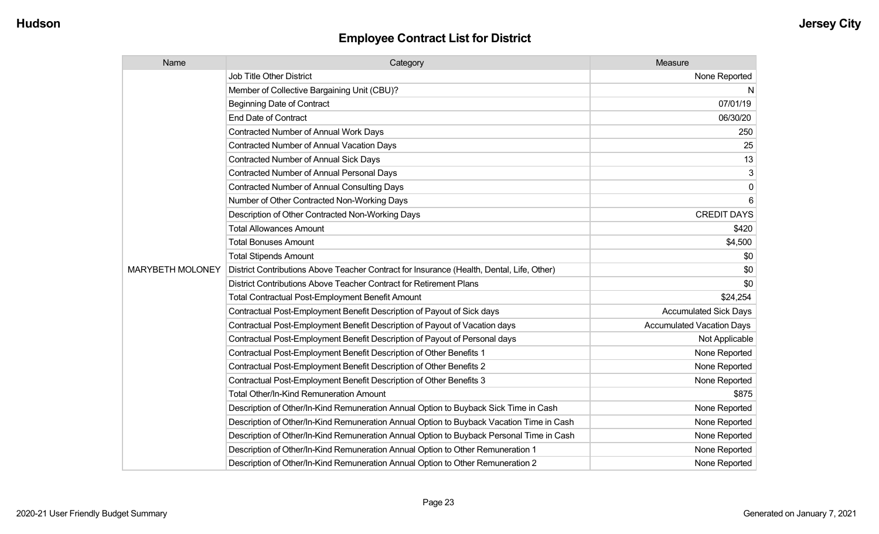## Employee Contract List for District

| Name | Category | Measure |
|---|---|---|
| MARYBETH MOLONEY | Job Title Other District | None Reported |
| | Member of Collective Bargaining Unit (CBU)? | N |
| | Beginning Date of Contract | 07/01/19 |
| | End Date of Contract | 06/30/20 |
| | Contracted Number of Annual Work Days | 250 |
| | Contracted Number of Annual Vacation Days | 25 |
| | Contracted Number of Annual Sick Days | 13 |
| | Contracted Number of Annual Personal Days | 3 |
| | Contracted Number of Annual Consulting Days | 0 |
| | Number of Other Contracted Non-Working Days | 6 |
| | Description of Other Contracted Non-Working Days | CREDIT DAYS |
| | Total Allowances Amount | $420 |
| | Total Bonuses Amount | $4,500 |
| | Total Stipends Amount | $0 |
| | District Contributions Above Teacher Contract for Insurance (Health, Dental, Life, Other) | $0 |
| | District Contributions Above Teacher Contract for Retirement Plans | $0 |
| | Total Contractual Post-Employment Benefit Amount | $24,254 |
| | Contractual Post-Employment Benefit Description of Payout of Sick days | Accumulated Sick Days |
| | Contractual Post-Employment Benefit Description of Payout of Vacation days | Accumulated Vacation Days |
| | Contractual Post-Employment Benefit Description of Payout of Personal days | Not Applicable |
| | Contractual Post-Employment Benefit Description of Other Benefits 1 | None Reported |
| | Contractual Post-Employment Benefit Description of Other Benefits 2 | None Reported |
| | Contractual Post-Employment Benefit Description of Other Benefits 3 | None Reported |
| | Total Other/In-Kind Remuneration Amount | $875 |
| | Description of Other/In-Kind Remuneration Annual Option to Buyback Sick Time in Cash | None Reported |
| | Description of Other/In-Kind Remuneration Annual Option to Buyback Vacation Time in Cash | None Reported |
| | Description of Other/In-Kind Remuneration Annual Option to Buyback Personal Time in Cash | None Reported |
| | Description of Other/In-Kind Remuneration Annual Option to Other Remuneration 1 | None Reported |
| | Description of Other/In-Kind Remuneration Annual Option to Other Remuneration 2 | None Reported |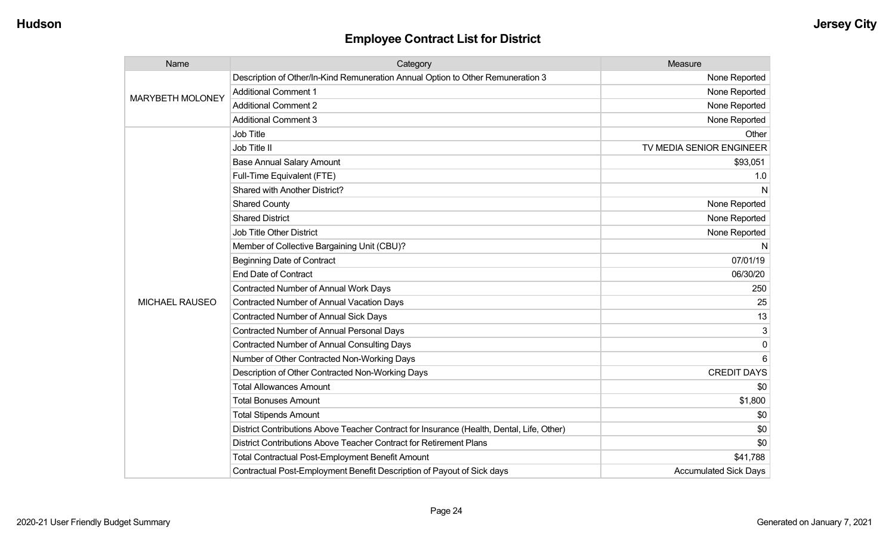## Employee Contract List for District

| Name | Category | Measure |
|---|---|---|
| MARYBETH MOLONEY | Description of Other/In-Kind Remuneration Annual Option to Other Remuneration 3 | None Reported |
| | Additional Comment 1 | None Reported |
| | Additional Comment 2 | None Reported |
| | Additional Comment 3 | None Reported |
| MICHAEL RAUSEO | Job Title | Other |
| | Job Title II | TV MEDIA SENIOR ENGINEER |
| | Base Annual Salary Amount | $93,051 |
| | Full-Time Equivalent (FTE) | 1.0 |
| | Shared with Another District? | N |
| | Shared County | None Reported |
| | Shared District | None Reported |
| | Job Title Other District | None Reported |
| | Member of Collective Bargaining Unit (CBU)? | N |
| | Beginning Date of Contract | 07/01/19 |
| | End Date of Contract | 06/30/20 |
| | Contracted Number of Annual Work Days | 250 |
| | Contracted Number of Annual Vacation Days | 25 |
| | Contracted Number of Annual Sick Days | 13 |
| | Contracted Number of Annual Personal Days | 3 |
| | Contracted Number of Annual Consulting Days | 0 |
| | Number of Other Contracted Non-Working Days | 6 |
| | Description of Other Contracted Non-Working Days | CREDIT DAYS |
| | Total Allowances Amount | $0 |
| | Total Bonuses Amount | $1,800 |
| | Total Stipends Amount | $0 |
| | District Contributions Above Teacher Contract for Insurance (Health, Dental, Life, Other) | $0 |
| | District Contributions Above Teacher Contract for Retirement Plans | $0 |
| | Total Contractual Post-Employment Benefit Amount | $41,788 |
| | Contractual Post-Employment Benefit Description of Payout of Sick days | Accumulated Sick Days |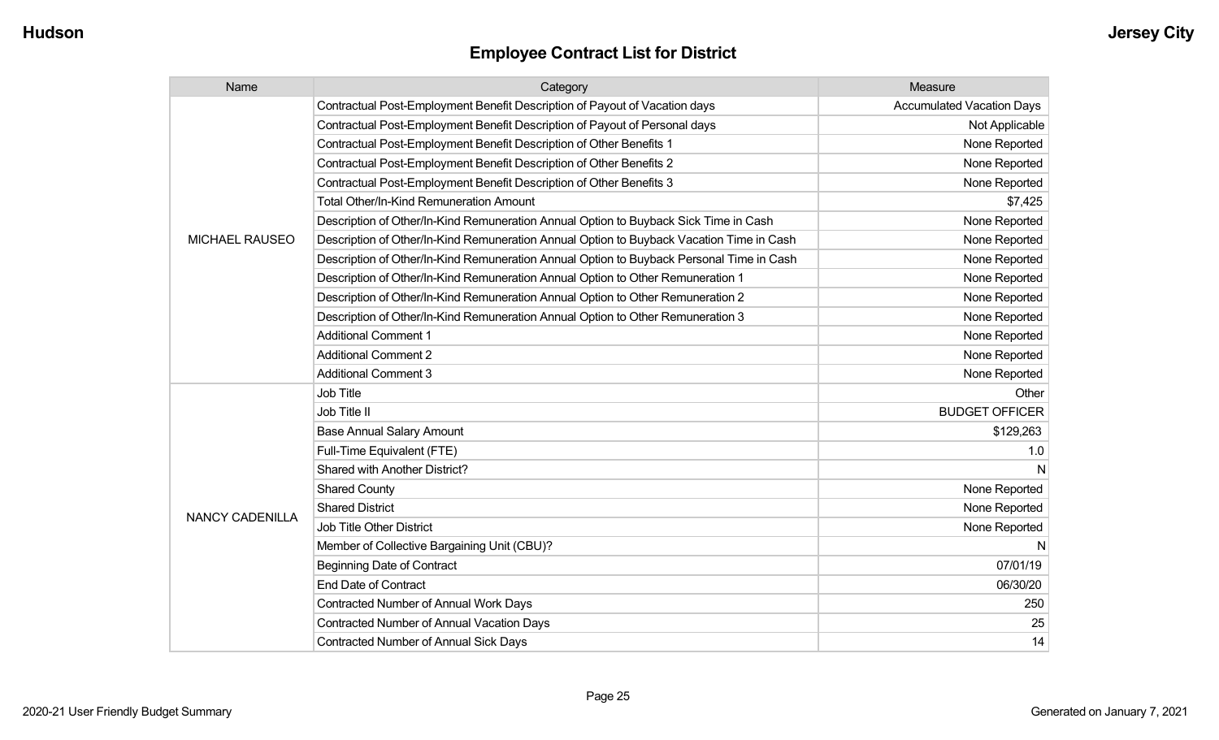## Employee Contract List for District

| Name | Category | Measure |
|---|---|---|
| MICHAEL RAUSEO | Contractual Post-Employment Benefit Description of Payout of Vacation days | Accumulated Vacation Days |
| | Contractual Post-Employment Benefit Description of Payout of Personal days | Not Applicable |
| | Contractual Post-Employment Benefit Description of Other Benefits 1 | None Reported |
| | Contractual Post-Employment Benefit Description of Other Benefits 2 | None Reported |
| | Contractual Post-Employment Benefit Description of Other Benefits 3 | None Reported |
| | Total Other/In-Kind Remuneration Amount | $7,425 |
| | Description of Other/In-Kind Remuneration Annual Option to Buyback Sick Time in Cash | None Reported |
| | Description of Other/In-Kind Remuneration Annual Option to Buyback Vacation Time in Cash | None Reported |
| | Description of Other/In-Kind Remuneration Annual Option to Buyback Personal Time in Cash | None Reported |
| | Description of Other/In-Kind Remuneration Annual Option to Other Remuneration 1 | None Reported |
| | Description of Other/In-Kind Remuneration Annual Option to Other Remuneration 2 | None Reported |
| | Description of Other/In-Kind Remuneration Annual Option to Other Remuneration 3 | None Reported |
| | Additional Comment 1 | None Reported |
| | Additional Comment 2 | None Reported |
| | Additional Comment 3 | None Reported |
| NANCY CADENILLA | Job Title | Other |
| | Job Title II | BUDGET OFFICER |
| | Base Annual Salary Amount | $129,263 |
| | Full-Time Equivalent (FTE) | 1.0 |
| | Shared with Another District? | N |
| | Shared County | None Reported |
| | Shared District | None Reported |
| | Job Title Other District | None Reported |
| | Member of Collective Bargaining Unit (CBU)? | N |
| | Beginning Date of Contract | 07/01/19 |
| | End Date of Contract | 06/30/20 |
| | Contracted Number of Annual Work Days | 250 |
| | Contracted Number of Annual Vacation Days | 25 |
| | Contracted Number of Annual Sick Days | 14 |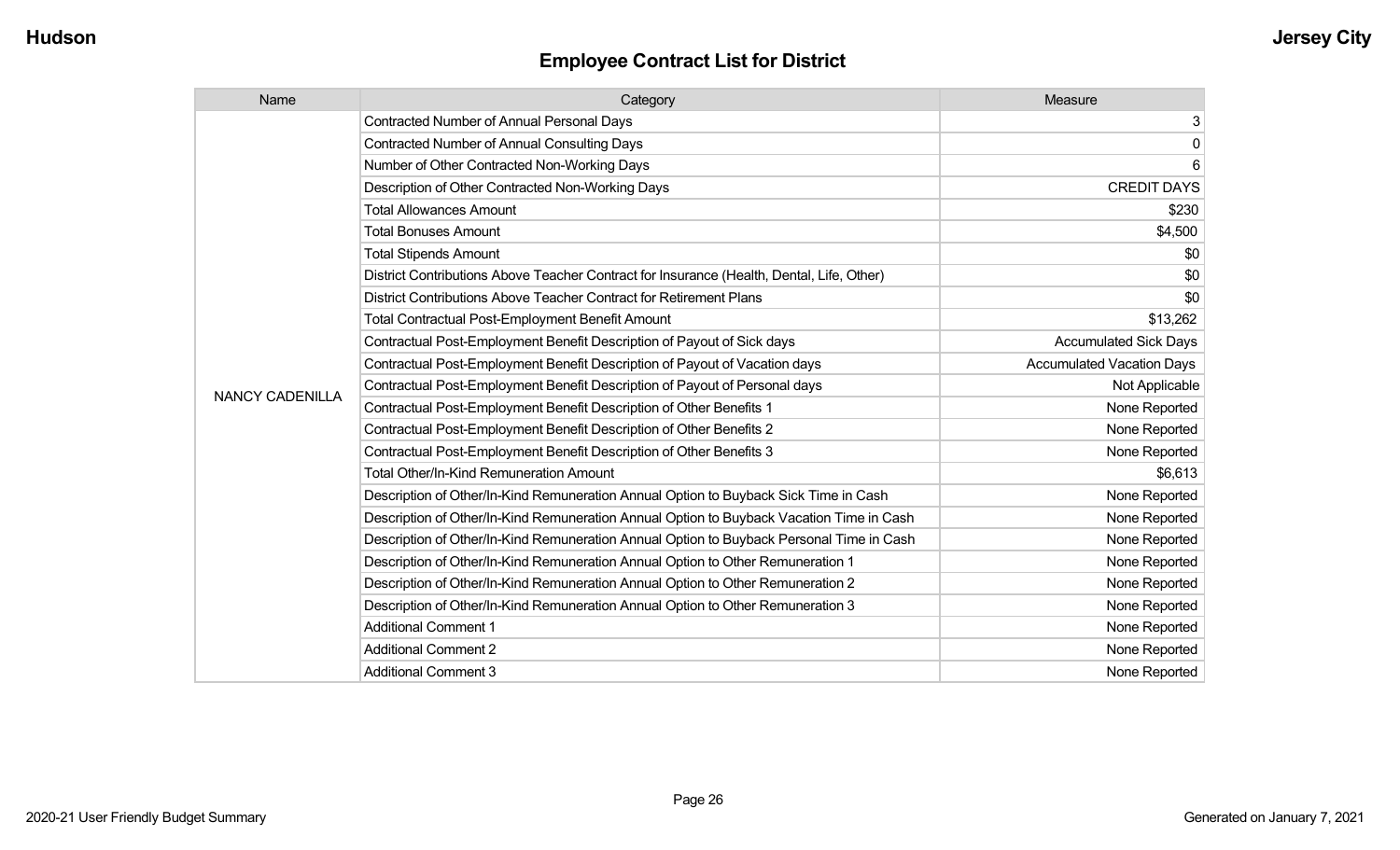## Employee Contract List for District

| Name | Category | Measure |
|---|---|---|
| NANCY CADENILLA | Contracted Number of Annual Personal Days | 3 |
| | Contracted Number of Annual Consulting Days | 0 |
| | Number of Other Contracted Non-Working Days | 6 |
| | Description of Other Contracted Non-Working Days | CREDIT DAYS |
| | Total Allowances Amount | $230 |
| | Total Bonuses Amount | $4,500 |
| | Total Stipends Amount | $0 |
| | District Contributions Above Teacher Contract for Insurance (Health, Dental, Life, Other) | $0 |
| | District Contributions Above Teacher Contract for Retirement Plans | $0 |
| | Total Contractual Post-Employment Benefit Amount | $13,262 |
| | Contractual Post-Employment Benefit Description of Payout of Sick days | Accumulated Sick Days |
| | Contractual Post-Employment Benefit Description of Payout of Vacation days | Accumulated Vacation Days |
| | Contractual Post-Employment Benefit Description of Payout of Personal days | Not Applicable |
| | Contractual Post-Employment Benefit Description of Other Benefits 1 | None Reported |
| | Contractual Post-Employment Benefit Description of Other Benefits 2 | None Reported |
| | Contractual Post-Employment Benefit Description of Other Benefits 3 | None Reported |
| | Total Other/In-Kind Remuneration Amount | $6,613 |
| | Description of Other/In-Kind Remuneration Annual Option to Buyback Sick Time in Cash | None Reported |
| | Description of Other/In-Kind Remuneration Annual Option to Buyback Vacation Time in Cash | None Reported |
| | Description of Other/In-Kind Remuneration Annual Option to Buyback Personal Time in Cash | None Reported |
| | Description of Other/In-Kind Remuneration Annual Option to Other Remuneration 1 | None Reported |
| | Description of Other/In-Kind Remuneration Annual Option to Other Remuneration 2 | None Reported |
| | Description of Other/In-Kind Remuneration Annual Option to Other Remuneration 3 | None Reported |
| | Additional Comment 1 | None Reported |
| | Additional Comment 2 | None Reported |
| | Additional Comment 3 | None Reported |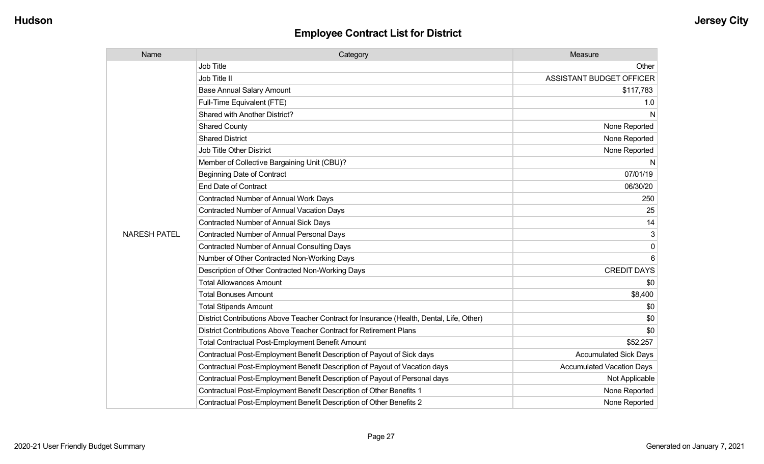## Employee Contract List for District

| Name | Category | Measure |
|---|---|---|
| NARESH PATEL | Job Title | Other |
| | Job Title II | ASSISTANT BUDGET OFFICER |
| | Base Annual Salary Amount | $117,783 |
| | Full-Time Equivalent (FTE) | 1.0 |
| | Shared with Another District? | N |
| | Shared County | None Reported |
| | Shared District | None Reported |
| | Job Title Other District | None Reported |
| | Member of Collective Bargaining Unit (CBU)? | N |
| | Beginning Date of Contract | 07/01/19 |
| | End Date of Contract | 06/30/20 |
| | Contracted Number of Annual Work Days | 250 |
| | Contracted Number of Annual Vacation Days | 25 |
| | Contracted Number of Annual Sick Days | 14 |
| | Contracted Number of Annual Personal Days | 3 |
| | Contracted Number of Annual Consulting Days | 0 |
| | Number of Other Contracted Non-Working Days | 6 |
| | Description of Other Contracted Non-Working Days | CREDIT DAYS |
| | Total Allowances Amount | $0 |
| | Total Bonuses Amount | $8,400 |
| | Total Stipends Amount | $0 |
| | District Contributions Above Teacher Contract for Insurance (Health, Dental, Life, Other) | $0 |
| | District Contributions Above Teacher Contract for Retirement Plans | $0 |
| | Total Contractual Post-Employment Benefit Amount | $52,257 |
| | Contractual Post-Employment Benefit Description of Payout of Sick days | Accumulated Sick Days |
| | Contractual Post-Employment Benefit Description of Payout of Vacation days | Accumulated Vacation Days |
| | Contractual Post-Employment Benefit Description of Payout of Personal days | Not Applicable |
| | Contractual Post-Employment Benefit Description of Other Benefits 1 | None Reported |
| | Contractual Post-Employment Benefit Description of Other Benefits 2 | None Reported |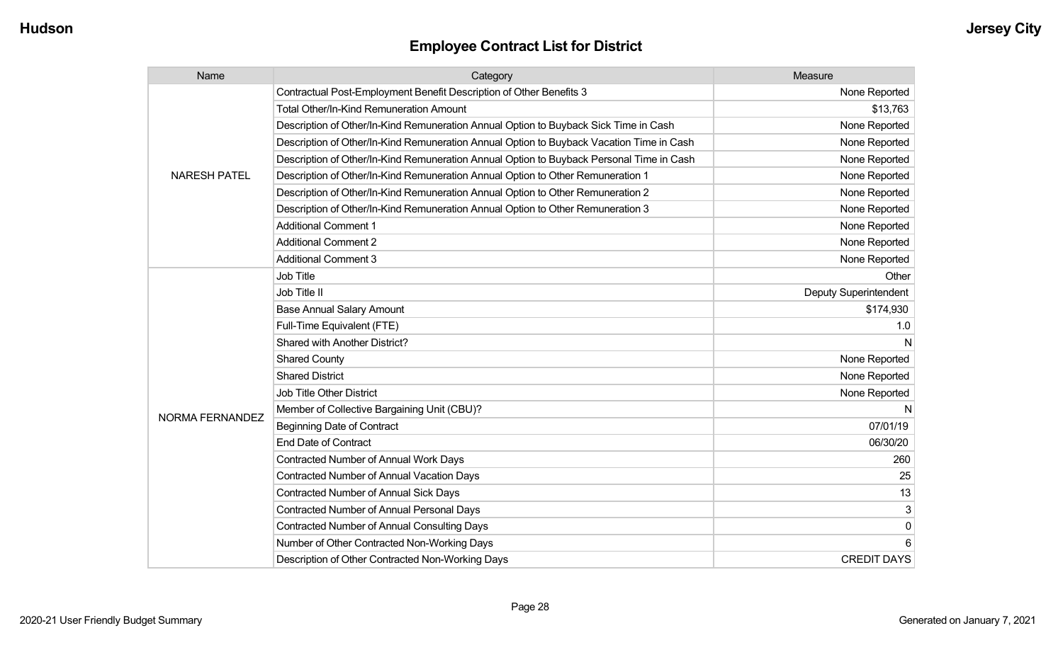## Employee Contract List for District

| Name | Category | Measure |
|---|---|---|
| NARESH PATEL | Contractual Post-Employment Benefit Description of Other Benefits 3 | None Reported |
| | Total Other/In-Kind Remuneration Amount | $13,763 |
| | Description of Other/In-Kind Remuneration Annual Option to Buyback Sick Time in Cash | None Reported |
| | Description of Other/In-Kind Remuneration Annual Option to Buyback Vacation Time in Cash | None Reported |
| | Description of Other/In-Kind Remuneration Annual Option to Buyback Personal Time in Cash | None Reported |
| | Description of Other/In-Kind Remuneration Annual Option to Other Remuneration 1 | None Reported |
| | Description of Other/In-Kind Remuneration Annual Option to Other Remuneration 2 | None Reported |
| | Description of Other/In-Kind Remuneration Annual Option to Other Remuneration 3 | None Reported |
| | Additional Comment 1 | None Reported |
| | Additional Comment 2 | None Reported |
| | Additional Comment 3 | None Reported |
| NORMA FERNANDEZ | Job Title | Other |
| | Job Title II | Deputy Superintendent |
| | Base Annual Salary Amount | $174,930 |
| | Full-Time Equivalent (FTE) | 1.0 |
| | Shared with Another District? | N |
| | Shared County | None Reported |
| | Shared District | None Reported |
| | Job Title Other District | None Reported |
| | Member of Collective Bargaining Unit (CBU)? | N |
| | Beginning Date of Contract | 07/01/19 |
| | End Date of Contract | 06/30/20 |
| | Contracted Number of Annual Work Days | 260 |
| | Contracted Number of Annual Vacation Days | 25 |
| | Contracted Number of Annual Sick Days | 13 |
| | Contracted Number of Annual Personal Days | 3 |
| | Contracted Number of Annual Consulting Days | 0 |
| | Number of Other Contracted Non-Working Days | 6 |
| | Description of Other Contracted Non-Working Days | CREDIT DAYS |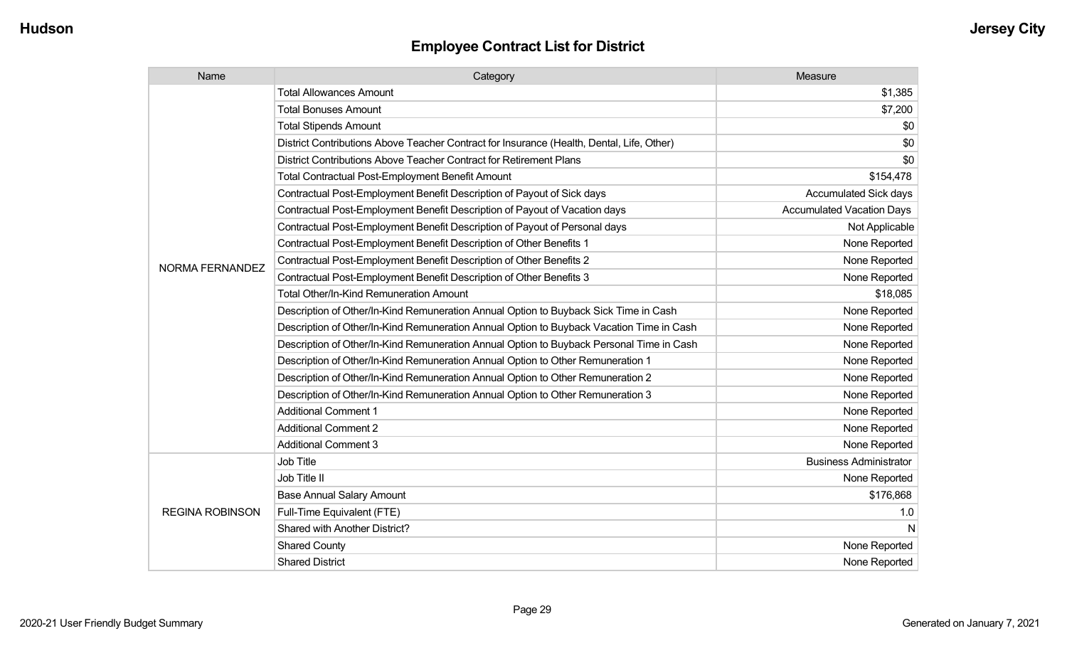## Employee Contract List for District

| Name | Category | Measure |
|---|---|---|
| NORMA FERNANDEZ | Total Allowances Amount | $1,385 |
| | Total Bonuses Amount | $7,200 |
| | Total Stipends Amount | $0 |
| | District Contributions Above Teacher Contract for Insurance (Health, Dental, Life, Other) | $0 |
| | District Contributions Above Teacher Contract for Retirement Plans | $0 |
| | Total Contractual Post-Employment Benefit Amount | $154,478 |
| | Contractual Post-Employment Benefit Description of Payout of Sick days | Accumulated Sick days |
| | Contractual Post-Employment Benefit Description of Payout of Vacation days | Accumulated Vacation Days |
| | Contractual Post-Employment Benefit Description of Payout of Personal days | Not Applicable |
| | Contractual Post-Employment Benefit Description of Other Benefits 1 | None Reported |
| | Contractual Post-Employment Benefit Description of Other Benefits 2 | None Reported |
| | Contractual Post-Employment Benefit Description of Other Benefits 3 | None Reported |
| | Total Other/In-Kind Remuneration Amount | $18,085 |
| | Description of Other/In-Kind Remuneration Annual Option to Buyback Sick Time in Cash | None Reported |
| | Description of Other/In-Kind Remuneration Annual Option to Buyback Vacation Time in Cash | None Reported |
| | Description of Other/In-Kind Remuneration Annual Option to Buyback Personal Time in Cash | None Reported |
| | Description of Other/In-Kind Remuneration Annual Option to Other Remuneration 1 | None Reported |
| | Description of Other/In-Kind Remuneration Annual Option to Other Remuneration 2 | None Reported |
| | Description of Other/In-Kind Remuneration Annual Option to Other Remuneration 3 | None Reported |
| | Additional Comment 1 | None Reported |
| | Additional Comment 2 | None Reported |
| | Additional Comment 3 | None Reported |
| REGINA ROBINSON | Job Title | Business Administrator |
| | Job Title II | None Reported |
| | Base Annual Salary Amount | $176,868 |
| | Full-Time Equivalent (FTE) | 1.0 |
| | Shared with Another District? | N |
| | Shared County | None Reported |
| | Shared District | None Reported |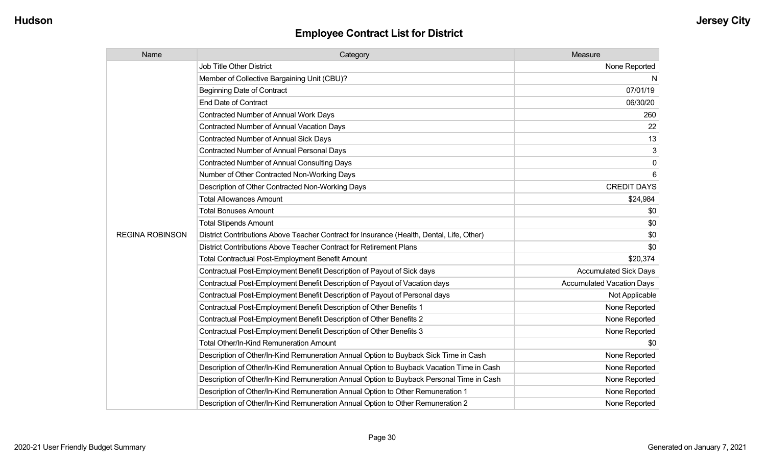## Employee Contract List for District

| Name | Category | Measure |
| --- | --- | --- |
| REGINA ROBINSON | Job Title Other District | None Reported |
| | Member of Collective Bargaining Unit (CBU)? | N |
| | Beginning Date of Contract | 07/01/19 |
| | End Date of Contract | 06/30/20 |
| | Contracted Number of Annual Work Days | 260 |
| | Contracted Number of Annual Vacation Days | 22 |
| | Contracted Number of Annual Sick Days | 13 |
| | Contracted Number of Annual Personal Days | 3 |
| | Contracted Number of Annual Consulting Days | 0 |
| | Number of Other Contracted Non-Working Days | 6 |
| | Description of Other Contracted Non-Working Days | CREDIT DAYS |
| | Total Allowances Amount | $24,984 |
| | Total Bonuses Amount | $0 |
| | Total Stipends Amount | $0 |
| | District Contributions Above Teacher Contract for Insurance (Health, Dental, Life, Other) | $0 |
| | District Contributions Above Teacher Contract for Retirement Plans | $0 |
| | Total Contractual Post-Employment Benefit Amount | $20,374 |
| | Contractual Post-Employment Benefit Description of Payout of Sick days | Accumulated Sick Days |
| | Contractual Post-Employment Benefit Description of Payout of Vacation days | Accumulated Vacation Days |
| | Contractual Post-Employment Benefit Description of Payout of Personal days | Not Applicable |
| | Contractual Post-Employment Benefit Description of Other Benefits 1 | None Reported |
| | Contractual Post-Employment Benefit Description of Other Benefits 2 | None Reported |
| | Contractual Post-Employment Benefit Description of Other Benefits 3 | None Reported |
| | Total Other/In-Kind Remuneration Amount | $0 |
| | Description of Other/In-Kind Remuneration Annual Option to Buyback Sick Time in Cash | None Reported |
| | Description of Other/In-Kind Remuneration Annual Option to Buyback Vacation Time in Cash | None Reported |
| | Description of Other/In-Kind Remuneration Annual Option to Buyback Personal Time in Cash | None Reported |
| | Description of Other/In-Kind Remuneration Annual Option to Other Remuneration 1 | None Reported |
| | Description of Other/In-Kind Remuneration Annual Option to Other Remuneration 2 | None Reported |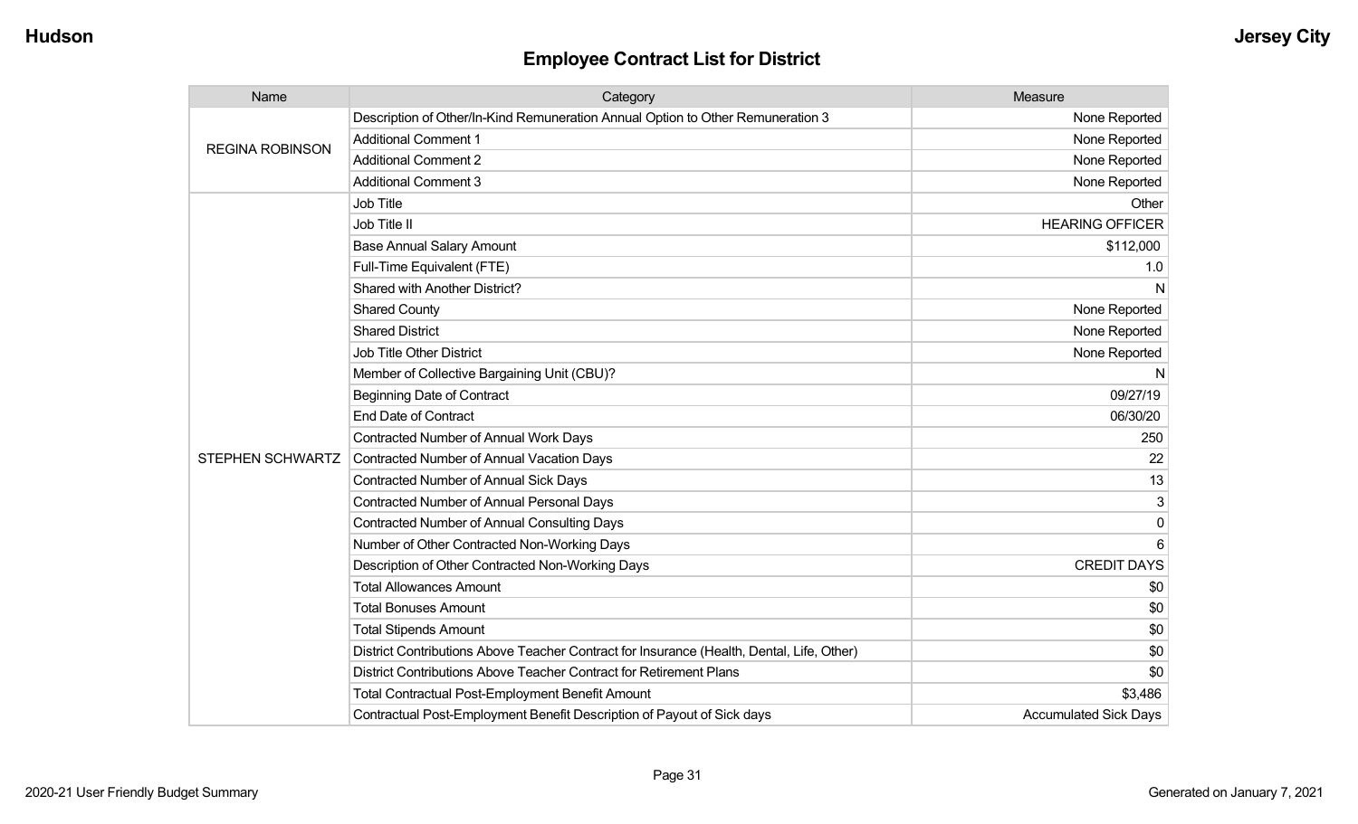## Employee Contract List for District

| Name | Category | Measure |
|---|---|---|
| REGINA ROBINSON | Description of Other/In-Kind Remuneration Annual Option to Other Remuneration 3 | None Reported |
| | Additional Comment 1 | None Reported |
| | Additional Comment 2 | None Reported |
| | Additional Comment 3 | None Reported |
| STEPHEN SCHWARTZ | Job Title | Other |
| | Job Title II | HEARING OFFICER |
| | Base Annual Salary Amount | $112,000 |
| | Full-Time Equivalent (FTE) | 1.0 |
| | Shared with Another District? | N |
| | Shared County | None Reported |
| | Shared District | None Reported |
| | Job Title Other District | None Reported |
| | Member of Collective Bargaining Unit (CBU)? | N |
| | Beginning Date of Contract | 09/27/19 |
| | End Date of Contract | 06/30/20 |
| | Contracted Number of Annual Work Days | 250 |
| | Contracted Number of Annual Vacation Days | 22 |
| | Contracted Number of Annual Sick Days | 13 |
| | Contracted Number of Annual Personal Days | 3 |
| | Contracted Number of Annual Consulting Days | 0 |
| | Number of Other Contracted Non-Working Days | 6 |
| | Description of Other Contracted Non-Working Days | CREDIT DAYS |
| | Total Allowances Amount | $0 |
| | Total Bonuses Amount | $0 |
| | Total Stipends Amount | $0 |
| | District Contributions Above Teacher Contract for Insurance (Health, Dental, Life, Other) | $0 |
| | District Contributions Above Teacher Contract for Retirement Plans | $0 |
| | Total Contractual Post-Employment Benefit Amount | $3,486 |
| | Contractual Post-Employment Benefit Description of Payout of Sick days | Accumulated Sick Days |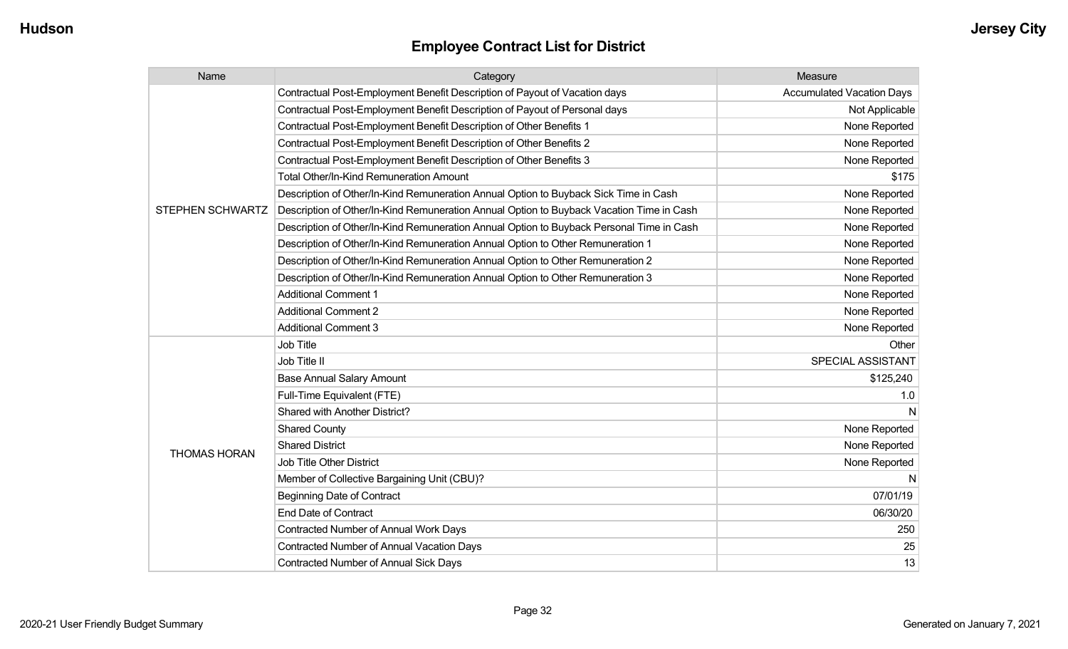## Employee Contract List for District

| Name | Category | Measure |
|---|---|---|
| STEPHEN SCHWARTZ | Contractual Post-Employment Benefit Description of Payout of Vacation days | Accumulated Vacation Days |
| | Contractual Post-Employment Benefit Description of Payout of Personal days | Not Applicable |
| | Contractual Post-Employment Benefit Description of Other Benefits 1 | None Reported |
| | Contractual Post-Employment Benefit Description of Other Benefits 2 | None Reported |
| | Contractual Post-Employment Benefit Description of Other Benefits 3 | None Reported |
| | Total Other/In-Kind Remuneration Amount | $175 |
| | Description of Other/In-Kind Remuneration Annual Option to Buyback Sick Time in Cash | None Reported |
| | Description of Other/In-Kind Remuneration Annual Option to Buyback Vacation Time in Cash | None Reported |
| | Description of Other/In-Kind Remuneration Annual Option to Buyback Personal Time in Cash | None Reported |
| | Description of Other/In-Kind Remuneration Annual Option to Other Remuneration 1 | None Reported |
| | Description of Other/In-Kind Remuneration Annual Option to Other Remuneration 2 | None Reported |
| | Description of Other/In-Kind Remuneration Annual Option to Other Remuneration 3 | None Reported |
| | Additional Comment 1 | None Reported |
| | Additional Comment 2 | None Reported |
| | Additional Comment 3 | None Reported |
| THOMAS HORAN | Job Title | Other |
| | Job Title II | SPECIAL ASSISTANT |
| | Base Annual Salary Amount | $125,240 |
| | Full-Time Equivalent (FTE) | 1.0 |
| | Shared with Another District? | N |
| | Shared County | None Reported |
| | Shared District | None Reported |
| | Job Title Other District | None Reported |
| | Member of Collective Bargaining Unit (CBU)? | N |
| | Beginning Date of Contract | 07/01/19 |
| | End Date of Contract | 06/30/20 |
| | Contracted Number of Annual Work Days | 250 |
| | Contracted Number of Annual Vacation Days | 25 |
| | Contracted Number of Annual Sick Days | 13 |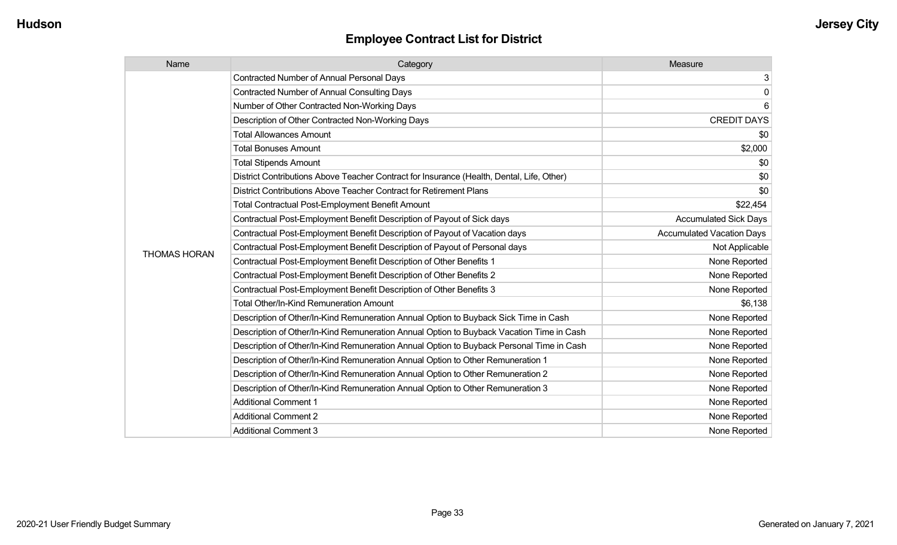## Employee Contract List for District

| Name | Category | Measure |
|---|---|---|
| THOMAS HORAN | Contracted Number of Annual Personal Days | 3 |
| | Contracted Number of Annual Consulting Days | 0 |
| | Number of Other Contracted Non-Working Days | 6 |
| | Description of Other Contracted Non-Working Days | CREDIT DAYS |
| | Total Allowances Amount | $0 |
| | Total Bonuses Amount | $2,000 |
| | Total Stipends Amount | $0 |
| | District Contributions Above Teacher Contract for Insurance (Health, Dental, Life, Other) | $0 |
| | District Contributions Above Teacher Contract for Retirement Plans | $0 |
| | Total Contractual Post-Employment Benefit Amount | $22,454 |
| | Contractual Post-Employment Benefit Description of Payout of Sick days | Accumulated Sick Days |
| | Contractual Post-Employment Benefit Description of Payout of Vacation days | Accumulated Vacation Days |
| | Contractual Post-Employment Benefit Description of Payout of Personal days | Not Applicable |
| | Contractual Post-Employment Benefit Description of Other Benefits 1 | None Reported |
| | Contractual Post-Employment Benefit Description of Other Benefits 2 | None Reported |
| | Contractual Post-Employment Benefit Description of Other Benefits 3 | None Reported |
| | Total Other/In-Kind Remuneration Amount | $6,138 |
| | Description of Other/In-Kind Remuneration Annual Option to Buyback Sick Time in Cash | None Reported |
| | Description of Other/In-Kind Remuneration Annual Option to Buyback Vacation Time in Cash | None Reported |
| | Description of Other/In-Kind Remuneration Annual Option to Buyback Personal Time in Cash | None Reported |
| | Description of Other/In-Kind Remuneration Annual Option to Other Remuneration 1 | None Reported |
| | Description of Other/In-Kind Remuneration Annual Option to Other Remuneration 2 | None Reported |
| | Description of Other/In-Kind Remuneration Annual Option to Other Remuneration 3 | None Reported |
| | Additional Comment 1 | None Reported |
| | Additional Comment 2 | None Reported |
| | Additional Comment 3 | None Reported |